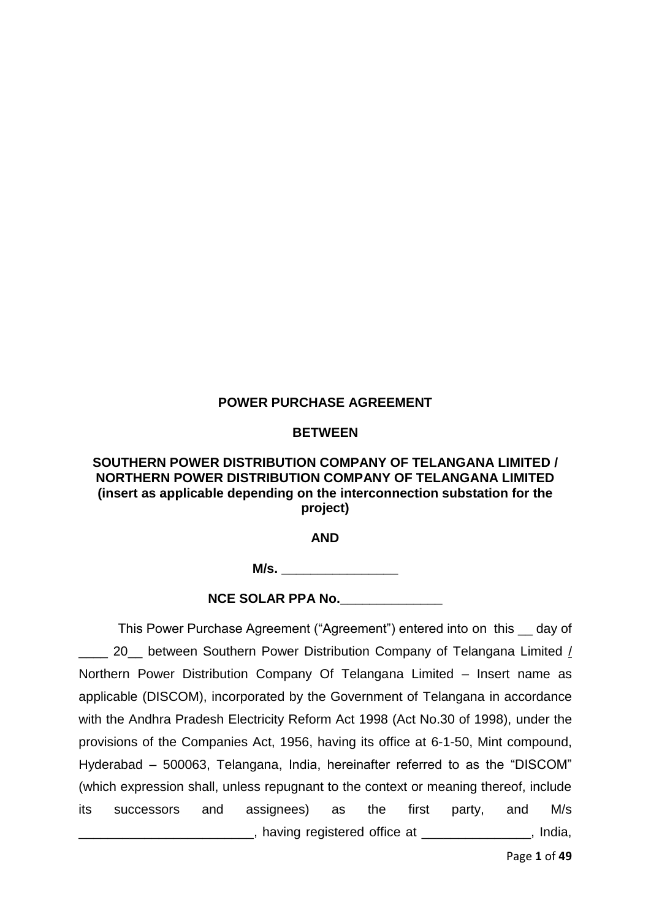**POWER PURCHASE AGREEMENT**

**BETWEEN**

**SOUTHERN POWER DISTRIBUTION COMPANY OF TELANGANA LIMITED / NORTHERN POWER DISTRIBUTION COMPANY OF TELANGANA LIMITED (insert as applicable depending on the interconnection substation for the project)**

**AND**

**M/s. ________________**

**NCE SOLAR PPA No.______________**

This Power Purchase Agreement ("Agreement") entered into on this __ day of ____ 20__ between Southern Power Distribution Company of Telangana Limited / Northern Power Distribution Company Of Telangana Limited – Insert name as applicable (DISCOM), incorporated by the Government of Telangana in accordance with the Andhra Pradesh Electricity Reform Act 1998 (Act No.30 of 1998), under the provisions of the Companies Act, 1956, having its office at 6-1-50, Mint compound, Hyderabad – 500063, Telangana, India, hereinafter referred to as the "DISCOM" (which expression shall, unless repugnant to the context or meaning thereof, include its successors and assignees) as the first party, and M/s ________________________, having registered office at _______________, India,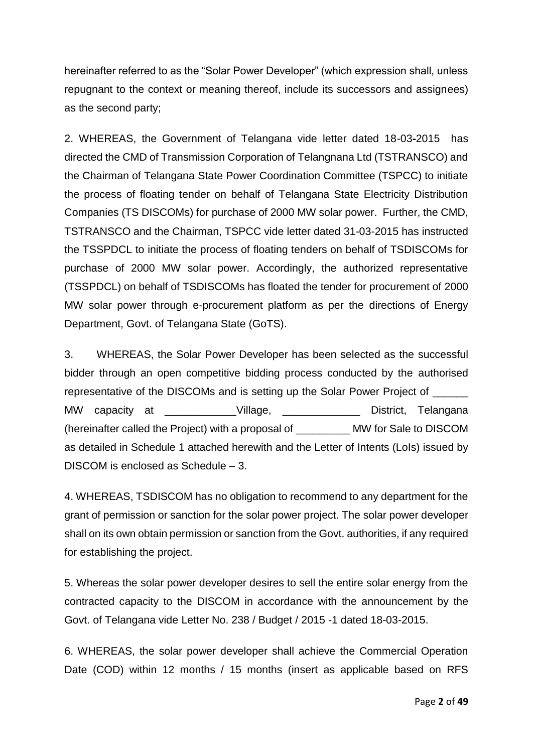hereinafter referred to as the "Solar Power Developer" (which expression shall, unless repugnant to the context or meaning thereof, include its successors and assignees) as the second party;

2. WHEREAS, the Government of Telangana vide letter dated 18-03-2015 has directed the CMD of Transmission Corporation of Telangnana Ltd (TSTRANSCO) and the Chairman of Telangana State Power Coordination Committee (TSPCC) to initiate the process of floating tender on behalf of Telangana State Electricity Distribution Companies (TS DISCOMs) for purchase of 2000 MW solar power. Further, the CMD, TSTRANSCO and the Chairman, TSPCC vide letter dated 31-03-2015 has instructed the TSSPDCL to initiate the process of floating tenders on behalf of TSDISCOMs for purchase of 2000 MW solar power. Accordingly, the authorized representative (TSSPDCL) on behalf of TSDISCOMs has floated the tender for procurement of 2000 MW solar power through e-procurement platform as per the directions of Energy Department, Govt. of Telangana State (GoTS).

3. WHEREAS, the Solar Power Developer has been selected as the successful bidder through an open competitive bidding process conducted by the authorised representative of the DISCOMs and is setting up the Solar Power Project of ______ MW capacity at ____________Village, _____________ District, Telangana (hereinafter called the Project) with a proposal of _________ MW for Sale to DISCOM as detailed in Schedule 1 attached herewith and the Letter of Intents (LoIs) issued by DISCOM is enclosed as Schedule – 3.

4. WHEREAS, TSDISCOM has no obligation to recommend to any department for the grant of permission or sanction for the solar power project. The solar power developer shall on its own obtain permission or sanction from the Govt. authorities, if any required for establishing the project.

5. Whereas the solar power developer desires to sell the entire solar energy from the contracted capacity to the DISCOM in accordance with the announcement by the Govt. of Telangana vide Letter No. 238 / Budget / 2015 -1 dated 18-03-2015.

6. WHEREAS, the solar power developer shall achieve the Commercial Operation Date (COD) within 12 months / 15 months (insert as applicable based on RFS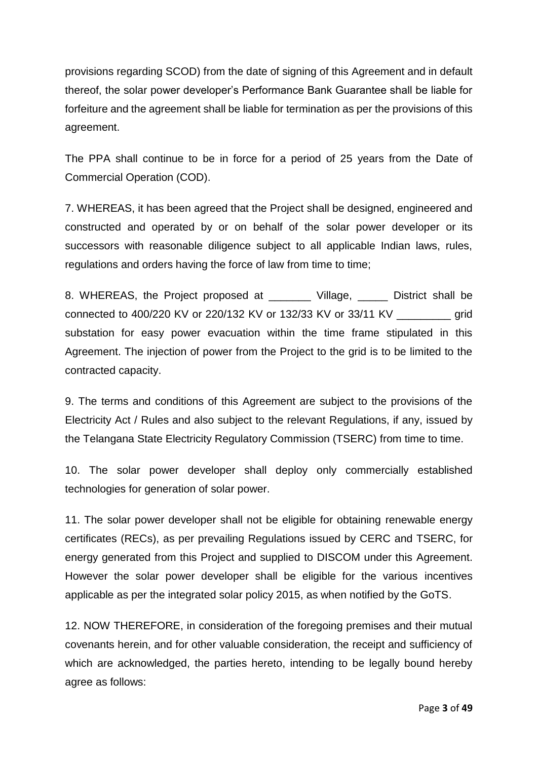provisions regarding SCOD) from the date of signing of this Agreement and in default thereof, the solar power developer's Performance Bank Guarantee shall be liable for forfeiture and the agreement shall be liable for termination as per the provisions of this agreement.

The PPA shall continue to be in force for a period of 25 years from the Date of Commercial Operation (COD).

7. WHEREAS, it has been agreed that the Project shall be designed, engineered and constructed and operated by or on behalf of the solar power developer or its successors with reasonable diligence subject to all applicable Indian laws, rules, regulations and orders having the force of law from time to time;

8. WHEREAS, the Project proposed at _______ Village, _____ District shall be connected to 400/220 KV or 220/132 KV or 132/33 KV or 33/11 KV _________ grid substation for easy power evacuation within the time frame stipulated in this Agreement. The injection of power from the Project to the grid is to be limited to the contracted capacity.

9. The terms and conditions of this Agreement are subject to the provisions of the Electricity Act / Rules and also subject to the relevant Regulations, if any, issued by the Telangana State Electricity Regulatory Commission (TSERC) from time to time.

10. The solar power developer shall deploy only commercially established technologies for generation of solar power.

11. The solar power developer shall not be eligible for obtaining renewable energy certificates (RECs), as per prevailing Regulations issued by CERC and TSERC, for energy generated from this Project and supplied to DISCOM under this Agreement. However the solar power developer shall be eligible for the various incentives applicable as per the integrated solar policy 2015, as when notified by the GoTS.

12. NOW THEREFORE, in consideration of the foregoing premises and their mutual covenants herein, and for other valuable consideration, the receipt and sufficiency of which are acknowledged, the parties hereto, intending to be legally bound hereby agree as follows: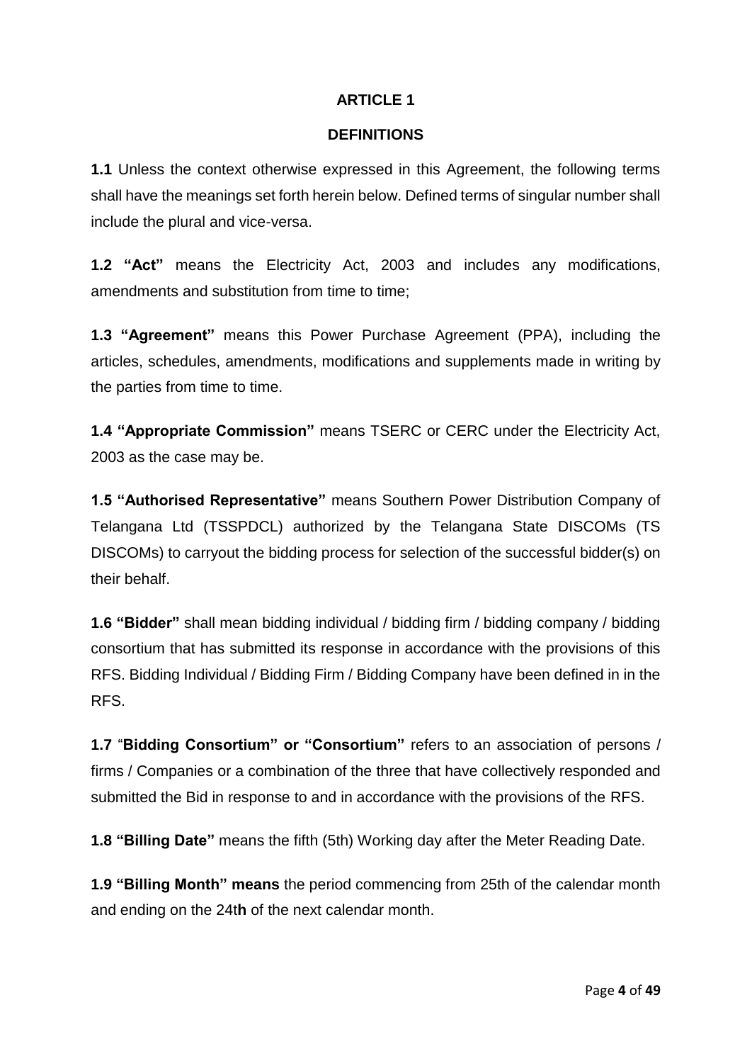# ARTICLE 1

## DEFINITIONS

**1.1** Unless the context otherwise expressed in this Agreement, the following terms shall have the meanings set forth herein below. Defined terms of singular number shall include the plural and vice-versa.

**1.2 "Act"** means the Electricity Act, 2003 and includes any modifications, amendments and substitution from time to time;

**1.3 "Agreement"** means this Power Purchase Agreement (PPA), including the articles, schedules, amendments, modifications and supplements made in writing by the parties from time to time.

**1.4 "Appropriate Commission"** means TSERC or CERC under the Electricity Act, 2003 as the case may be.

**1.5 "Authorised Representative"** means Southern Power Distribution Company of Telangana Ltd (TSSPDCL) authorized by the Telangana State DISCOMs (TS DISCOMs) to carryout the bidding process for selection of the successful bidder(s) on their behalf.

**1.6 "Bidder"** shall mean bidding individual / bidding firm / bidding company / bidding consortium that has submitted its response in accordance with the provisions of this RFS. Bidding Individual / Bidding Firm / Bidding Company have been defined in in the RFS.

**1.7** "**Bidding Consortium" or "Consortium"** refers to an association of persons / firms / Companies or a combination of the three that have collectively responded and submitted the Bid in response to and in accordance with the provisions of the RFS.

**1.8 "Billing Date"** means the fifth (5th) Working day after the Meter Reading Date.

**1.9 "Billing Month" means** the period commencing from 25th of the calendar month and ending on the 24t**h** of the next calendar month.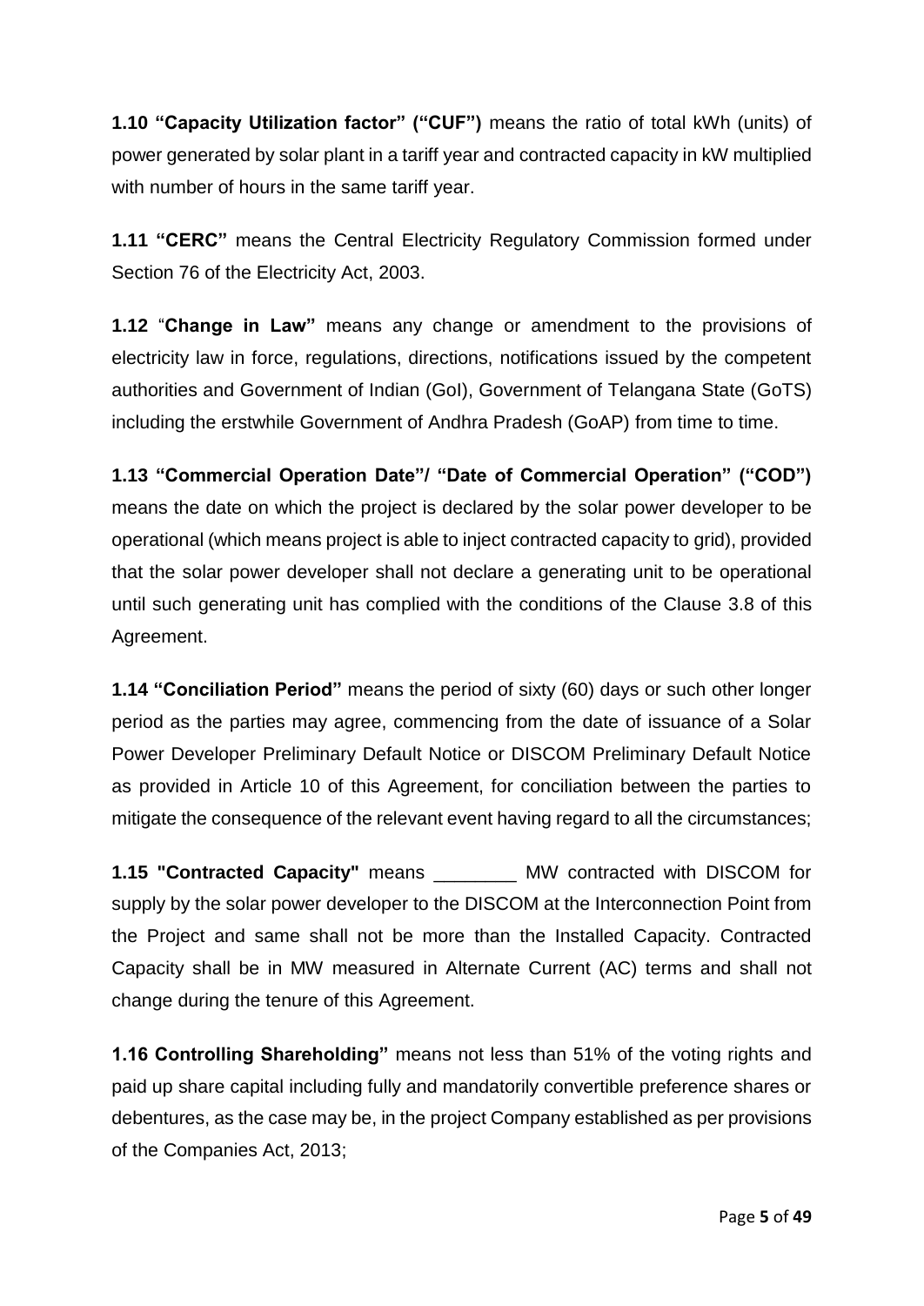**1.10 "Capacity Utilization factor" ("CUF")** means the ratio of total kWh (units) of power generated by solar plant in a tariff year and contracted capacity in kW multiplied with number of hours in the same tariff year.

**1.11 "CERC"** means the Central Electricity Regulatory Commission formed under Section 76 of the Electricity Act, 2003.

**1.12** "**Change in Law"** means any change or amendment to the provisions of electricity law in force, regulations, directions, notifications issued by the competent authorities and Government of Indian (GoI), Government of Telangana State (GoTS) including the erstwhile Government of Andhra Pradesh (GoAP) from time to time.

**1.13 "Commercial Operation Date"/ "Date of Commercial Operation" ("COD")** means the date on which the project is declared by the solar power developer to be operational (which means project is able to inject contracted capacity to grid), provided that the solar power developer shall not declare a generating unit to be operational until such generating unit has complied with the conditions of the Clause 3.8 of this Agreement.

**1.14 "Conciliation Period"** means the period of sixty (60) days or such other longer period as the parties may agree, commencing from the date of issuance of a Solar Power Developer Preliminary Default Notice or DISCOM Preliminary Default Notice as provided in Article 10 of this Agreement, for conciliation between the parties to mitigate the consequence of the relevant event having regard to all the circumstances;

**1.15 "Contracted Capacity"** means ________ MW contracted with DISCOM for supply by the solar power developer to the DISCOM at the Interconnection Point from the Project and same shall not be more than the Installed Capacity. Contracted Capacity shall be in MW measured in Alternate Current (AC) terms and shall not change during the tenure of this Agreement.

**1.16 Controlling Shareholding"** means not less than 51% of the voting rights and paid up share capital including fully and mandatorily convertible preference shares or debentures, as the case may be, in the project Company established as per provisions of the Companies Act, 2013;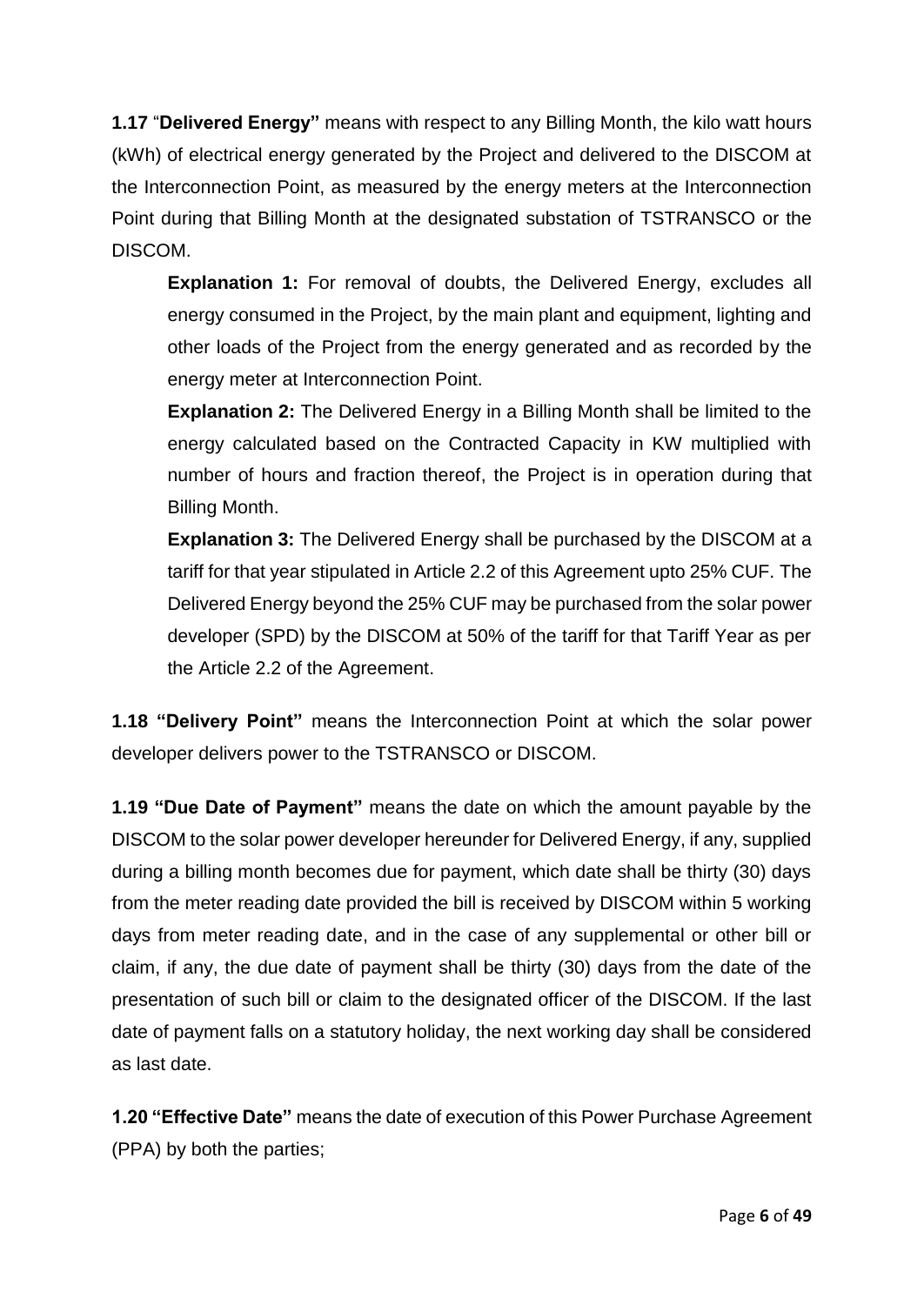**1.17** "**Delivered Energy"** means with respect to any Billing Month, the kilo watt hours (kWh) of electrical energy generated by the Project and delivered to the DISCOM at the Interconnection Point, as measured by the energy meters at the Interconnection Point during that Billing Month at the designated substation of TSTRANSCO or the DISCOM.

> **Explanation 1:** For removal of doubts, the Delivered Energy, excludes all energy consumed in the Project, by the main plant and equipment, lighting and other loads of the Project from the energy generated and as recorded by the energy meter at Interconnection Point.
>
> **Explanation 2:** The Delivered Energy in a Billing Month shall be limited to the energy calculated based on the Contracted Capacity in KW multiplied with number of hours and fraction thereof, the Project is in operation during that Billing Month.
>
> **Explanation 3:** The Delivered Energy shall be purchased by the DISCOM at a tariff for that year stipulated in Article 2.2 of this Agreement upto 25% CUF. The Delivered Energy beyond the 25% CUF may be purchased from the solar power developer (SPD) by the DISCOM at 50% of the tariff for that Tariff Year as per the Article 2.2 of the Agreement.

**1.18 "Delivery Point"** means the Interconnection Point at which the solar power developer delivers power to the TSTRANSCO or DISCOM.

**1.19 "Due Date of Payment"** means the date on which the amount payable by the DISCOM to the solar power developer hereunder for Delivered Energy, if any, supplied during a billing month becomes due for payment, which date shall be thirty (30) days from the meter reading date provided the bill is received by DISCOM within 5 working days from meter reading date, and in the case of any supplemental or other bill or claim, if any, the due date of payment shall be thirty (30) days from the date of the presentation of such bill or claim to the designated officer of the DISCOM. If the last date of payment falls on a statutory holiday, the next working day shall be considered as last date.

**1.20 "Effective Date"** means the date of execution of this Power Purchase Agreement (PPA) by both the parties;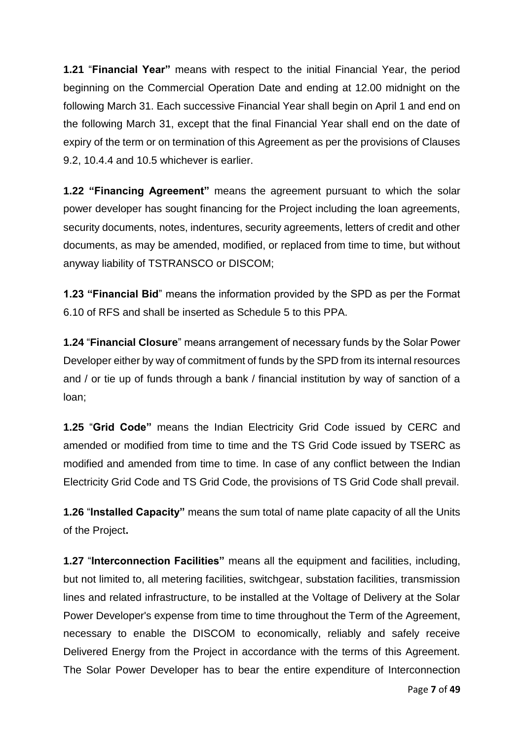**1.21** "**Financial Year"** means with respect to the initial Financial Year, the period beginning on the Commercial Operation Date and ending at 12.00 midnight on the following March 31. Each successive Financial Year shall begin on April 1 and end on the following March 31, except that the final Financial Year shall end on the date of expiry of the term or on termination of this Agreement as per the provisions of Clauses 9.2, 10.4.4 and 10.5 whichever is earlier.

**1.22 "Financing Agreement"** means the agreement pursuant to which the solar power developer has sought financing for the Project including the loan agreements, security documents, notes, indentures, security agreements, letters of credit and other documents, as may be amended, modified, or replaced from time to time, but without anyway liability of TSTRANSCO or DISCOM;

**1.23 "Financial Bid**" means the information provided by the SPD as per the Format 6.10 of RFS and shall be inserted as Schedule 5 to this PPA.

**1.24** "**Financial Closure**" means arrangement of necessary funds by the Solar Power Developer either by way of commitment of funds by the SPD from its internal resources and / or tie up of funds through a bank / financial institution by way of sanction of a loan;

**1.25** "**Grid Code"** means the Indian Electricity Grid Code issued by CERC and amended or modified from time to time and the TS Grid Code issued by TSERC as modified and amended from time to time. In case of any conflict between the Indian Electricity Grid Code and TS Grid Code, the provisions of TS Grid Code shall prevail.

**1.26** "**Installed Capacity"** means the sum total of name plate capacity of all the Units of the Project**.**

**1.27** "**Interconnection Facilities"** means all the equipment and facilities, including, but not limited to, all metering facilities, switchgear, substation facilities, transmission lines and related infrastructure, to be installed at the Voltage of Delivery at the Solar Power Developer's expense from time to time throughout the Term of the Agreement, necessary to enable the DISCOM to economically, reliably and safely receive Delivered Energy from the Project in accordance with the terms of this Agreement. The Solar Power Developer has to bear the entire expenditure of Interconnection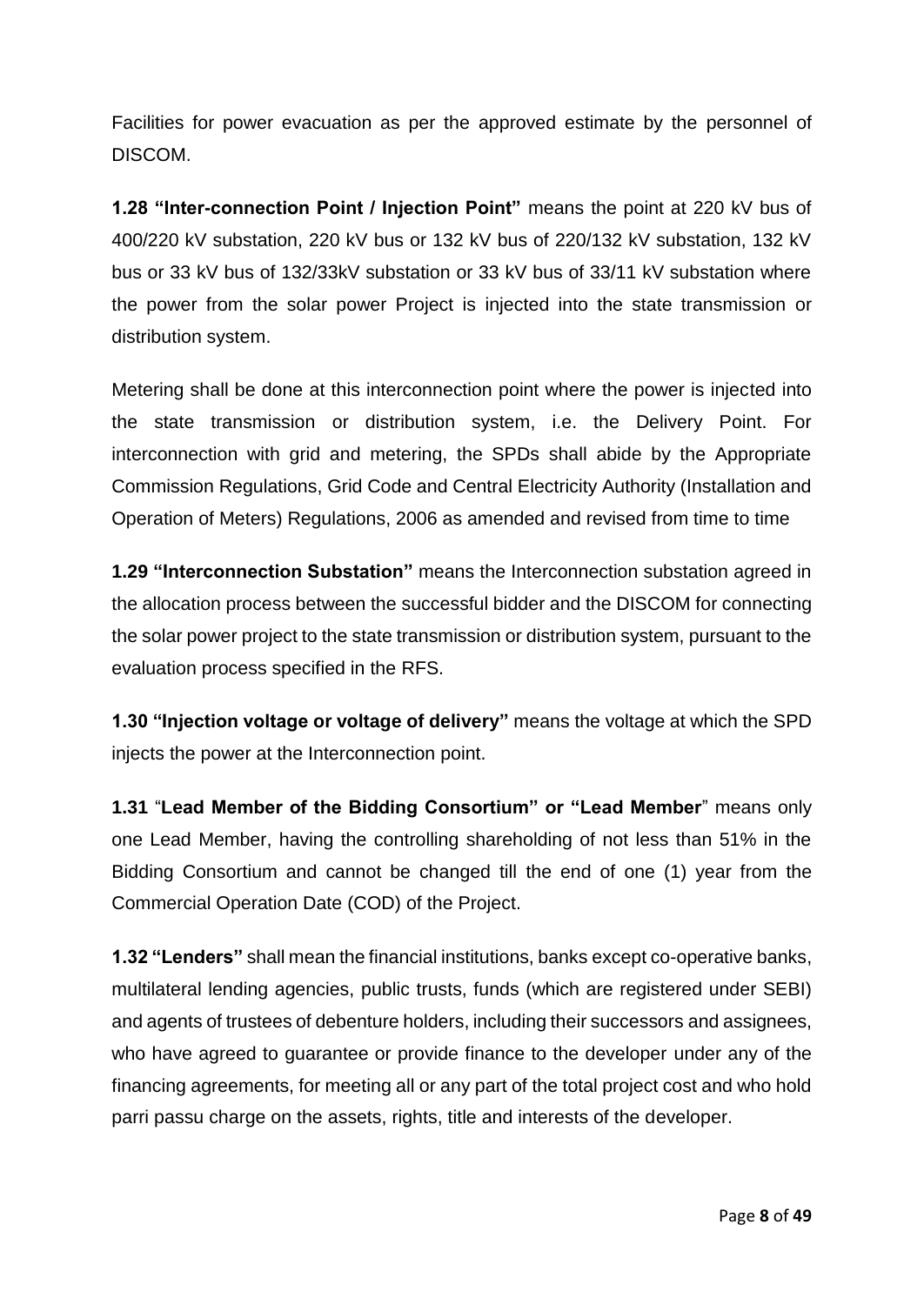Facilities for power evacuation as per the approved estimate by the personnel of DISCOM.

**1.28 "Inter-connection Point / Injection Point"** means the point at 220 kV bus of 400/220 kV substation, 220 kV bus or 132 kV bus of 220/132 kV substation, 132 kV bus or 33 kV bus of 132/33kV substation or 33 kV bus of 33/11 kV substation where the power from the solar power Project is injected into the state transmission or distribution system.

Metering shall be done at this interconnection point where the power is injected into the state transmission or distribution system, i.e. the Delivery Point. For interconnection with grid and metering, the SPDs shall abide by the Appropriate Commission Regulations, Grid Code and Central Electricity Authority (Installation and Operation of Meters) Regulations, 2006 as amended and revised from time to time

**1.29 "Interconnection Substation"** means the Interconnection substation agreed in the allocation process between the successful bidder and the DISCOM for connecting the solar power project to the state transmission or distribution system, pursuant to the evaluation process specified in the RFS.

**1.30 "Injection voltage or voltage of delivery"** means the voltage at which the SPD injects the power at the Interconnection point.

**1.31** "**Lead Member of the Bidding Consortium" or "Lead Member**" means only one Lead Member, having the controlling shareholding of not less than 51% in the Bidding Consortium and cannot be changed till the end of one (1) year from the Commercial Operation Date (COD) of the Project.

**1.32 "Lenders"** shall mean the financial institutions, banks except co-operative banks, multilateral lending agencies, public trusts, funds (which are registered under SEBI) and agents of trustees of debenture holders, including their successors and assignees, who have agreed to guarantee or provide finance to the developer under any of the financing agreements, for meeting all or any part of the total project cost and who hold parri passu charge on the assets, rights, title and interests of the developer.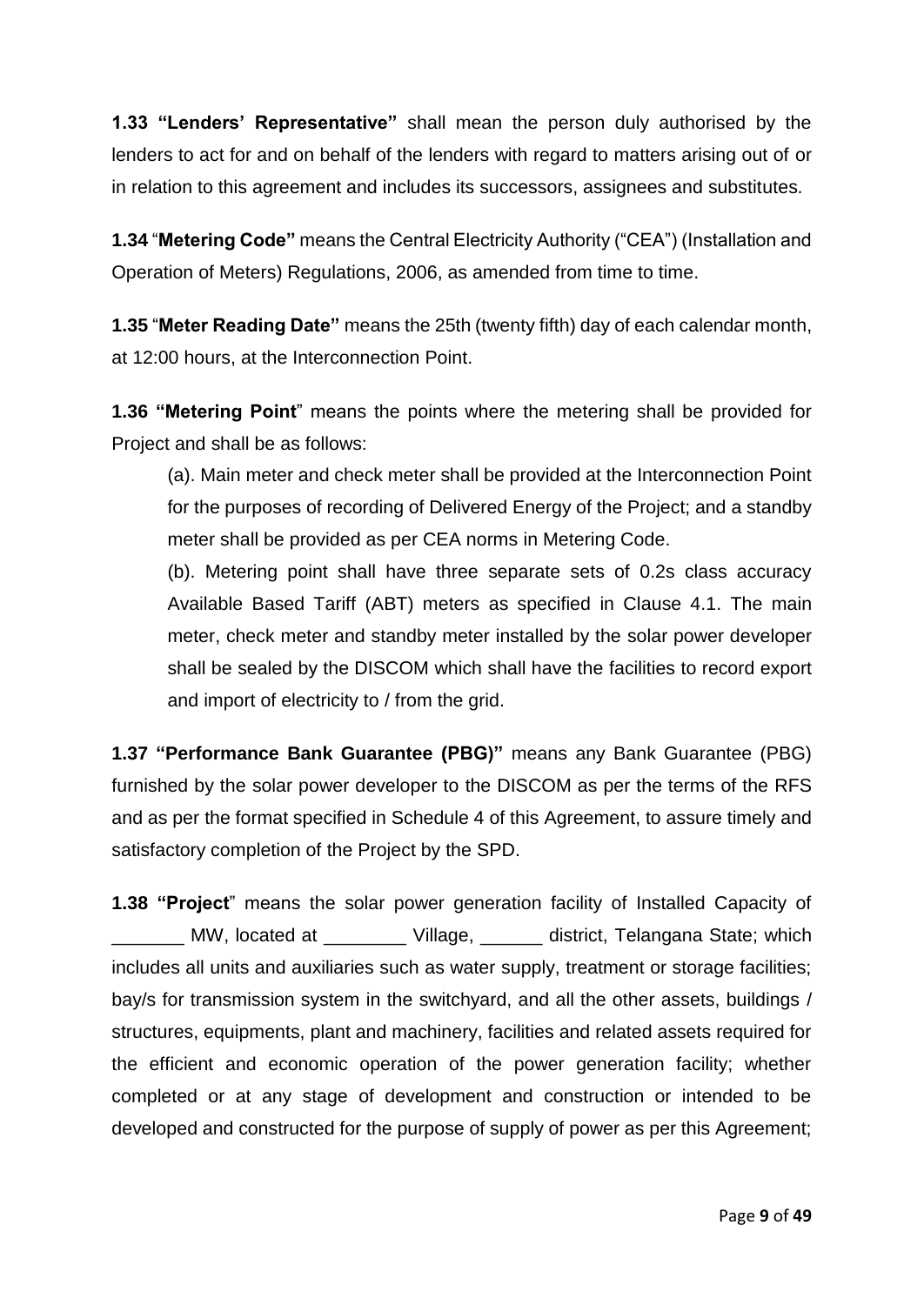**1.33 "Lenders' Representative"** shall mean the person duly authorised by the lenders to act for and on behalf of the lenders with regard to matters arising out of or in relation to this agreement and includes its successors, assignees and substitutes.

**1.34** "**Metering Code"** means the Central Electricity Authority ("CEA") (Installation and Operation of Meters) Regulations, 2006, as amended from time to time.

**1.35** "**Meter Reading Date"** means the 25th (twenty fifth) day of each calendar month, at 12:00 hours, at the Interconnection Point.

**1.36 "Metering Point**" means the points where the metering shall be provided for Project and shall be as follows:

(a). Main meter and check meter shall be provided at the Interconnection Point for the purposes of recording of Delivered Energy of the Project; and a standby meter shall be provided as per CEA norms in Metering Code.

(b). Metering point shall have three separate sets of 0.2s class accuracy Available Based Tariff (ABT) meters as specified in Clause 4.1. The main meter, check meter and standby meter installed by the solar power developer shall be sealed by the DISCOM which shall have the facilities to record export and import of electricity to / from the grid.

**1.37 "Performance Bank Guarantee (PBG)"** means any Bank Guarantee (PBG) furnished by the solar power developer to the DISCOM as per the terms of the RFS and as per the format specified in Schedule 4 of this Agreement, to assure timely and satisfactory completion of the Project by the SPD.

**1.38 "Project**" means the solar power generation facility of Installed Capacity of _______ MW, located at ________ Village, ______ district, Telangana State; which includes all units and auxiliaries such as water supply, treatment or storage facilities; bay/s for transmission system in the switchyard, and all the other assets, buildings / structures, equipments, plant and machinery, facilities and related assets required for the efficient and economic operation of the power generation facility; whether completed or at any stage of development and construction or intended to be developed and constructed for the purpose of supply of power as per this Agreement;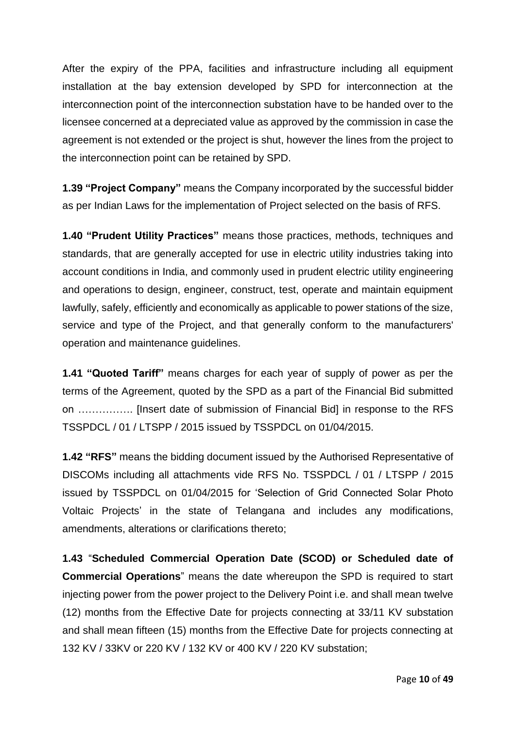After the expiry of the PPA, facilities and infrastructure including all equipment installation at the bay extension developed by SPD for interconnection at the interconnection point of the interconnection substation have to be handed over to the licensee concerned at a depreciated value as approved by the commission in case the agreement is not extended or the project is shut, however the lines from the project to the interconnection point can be retained by SPD.

**1.39 "Project Company"** means the Company incorporated by the successful bidder as per Indian Laws for the implementation of Project selected on the basis of RFS.

**1.40 "Prudent Utility Practices"** means those practices, methods, techniques and standards, that are generally accepted for use in electric utility industries taking into account conditions in India, and commonly used in prudent electric utility engineering and operations to design, engineer, construct, test, operate and maintain equipment lawfully, safely, efficiently and economically as applicable to power stations of the size, service and type of the Project, and that generally conform to the manufacturers' operation and maintenance guidelines.

**1.41 "Quoted Tariff"** means charges for each year of supply of power as per the terms of the Agreement, quoted by the SPD as a part of the Financial Bid submitted on ……………. [Insert date of submission of Financial Bid] in response to the RFS TSSPDCL / 01 / LTSPP / 2015 issued by TSSPDCL on 01/04/2015.

**1.42 "RFS"** means the bidding document issued by the Authorised Representative of DISCOMs including all attachments vide RFS No. TSSPDCL / 01 / LTSPP / 2015 issued by TSSPDCL on 01/04/2015 for 'Selection of Grid Connected Solar Photo Voltaic Projects' in the state of Telangana and includes any modifications, amendments, alterations or clarifications thereto;

**1.43** "**Scheduled Commercial Operation Date (SCOD) or Scheduled date of Commercial Operations**" means the date whereupon the SPD is required to start injecting power from the power project to the Delivery Point i.e. and shall mean twelve (12) months from the Effective Date for projects connecting at 33/11 KV substation and shall mean fifteen (15) months from the Effective Date for projects connecting at 132 KV / 33KV or 220 KV / 132 KV or 400 KV / 220 KV substation;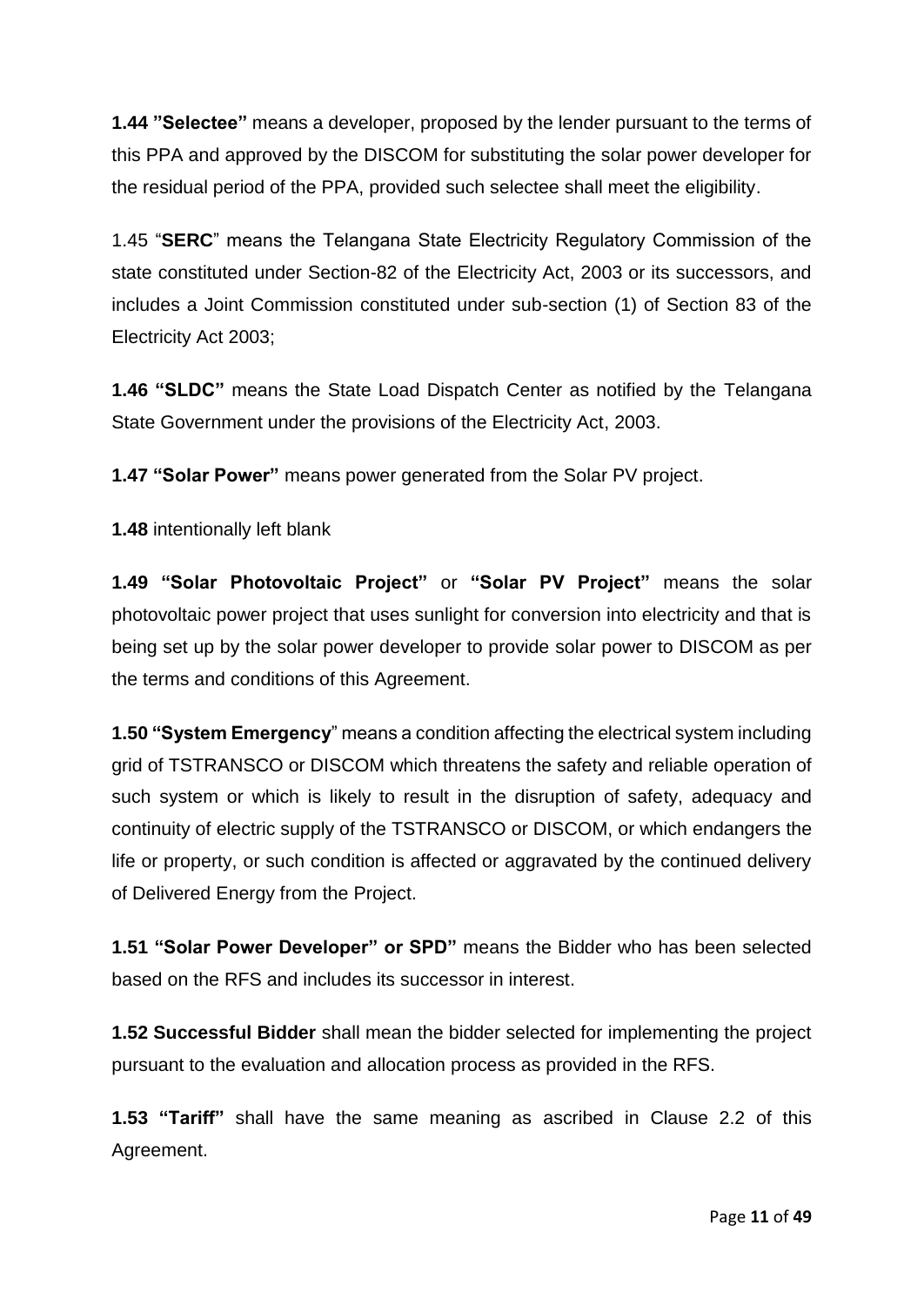**1.44 "Selectee"** means a developer, proposed by the lender pursuant to the terms of this PPA and approved by the DISCOM for substituting the solar power developer for the residual period of the PPA, provided such selectee shall meet the eligibility.

1.45 "**SERC**" means the Telangana State Electricity Regulatory Commission of the state constituted under Section-82 of the Electricity Act, 2003 or its successors, and includes a Joint Commission constituted under sub-section (1) of Section 83 of the Electricity Act 2003;

**1.46 "SLDC"** means the State Load Dispatch Center as notified by the Telangana State Government under the provisions of the Electricity Act, 2003.

**1.47 "Solar Power"** means power generated from the Solar PV project.

**1.48** intentionally left blank

**1.49 "Solar Photovoltaic Project"** or **"Solar PV Project"** means the solar photovoltaic power project that uses sunlight for conversion into electricity and that is being set up by the solar power developer to provide solar power to DISCOM as per the terms and conditions of this Agreement.

**1.50 "System Emergency**" means a condition affecting the electrical system including grid of TSTRANSCO or DISCOM which threatens the safety and reliable operation of such system or which is likely to result in the disruption of safety, adequacy and continuity of electric supply of the TSTRANSCO or DISCOM, or which endangers the life or property, or such condition is affected or aggravated by the continued delivery of Delivered Energy from the Project.

**1.51 "Solar Power Developer" or SPD"** means the Bidder who has been selected based on the RFS and includes its successor in interest.

**1.52 Successful Bidder** shall mean the bidder selected for implementing the project pursuant to the evaluation and allocation process as provided in the RFS.

**1.53 "Tariff"** shall have the same meaning as ascribed in Clause 2.2 of this Agreement.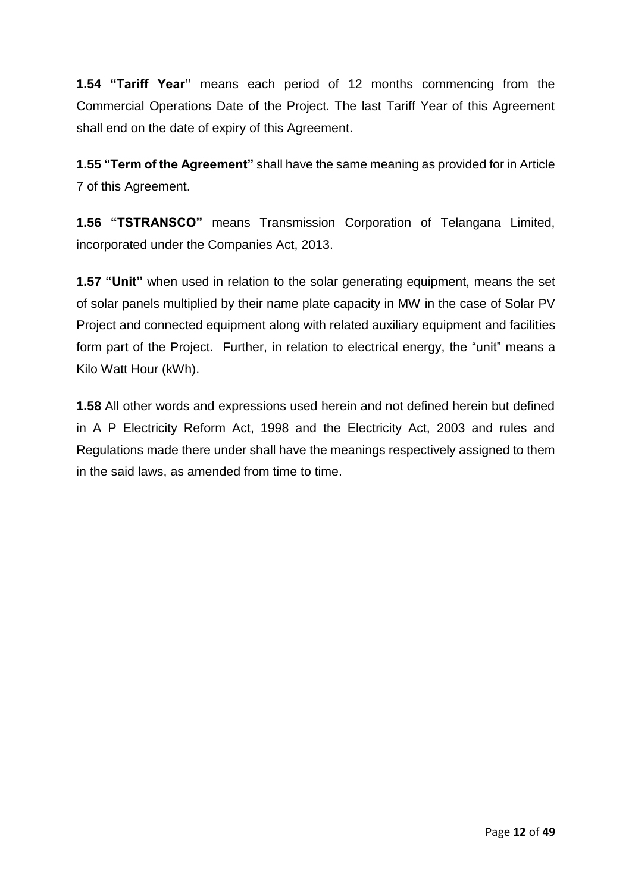**1.54 "Tariff Year"** means each period of 12 months commencing from the Commercial Operations Date of the Project. The last Tariff Year of this Agreement shall end on the date of expiry of this Agreement.

**1.55 "Term of the Agreement"** shall have the same meaning as provided for in Article 7 of this Agreement.

**1.56 "TSTRANSCO"** means Transmission Corporation of Telangana Limited, incorporated under the Companies Act, 2013.

**1.57 "Unit"** when used in relation to the solar generating equipment, means the set of solar panels multiplied by their name plate capacity in MW in the case of Solar PV Project and connected equipment along with related auxiliary equipment and facilities form part of the Project. Further, in relation to electrical energy, the "unit" means a Kilo Watt Hour (kWh).

**1.58** All other words and expressions used herein and not defined herein but defined in A P Electricity Reform Act, 1998 and the Electricity Act, 2003 and rules and Regulations made there under shall have the meanings respectively assigned to them in the said laws, as amended from time to time.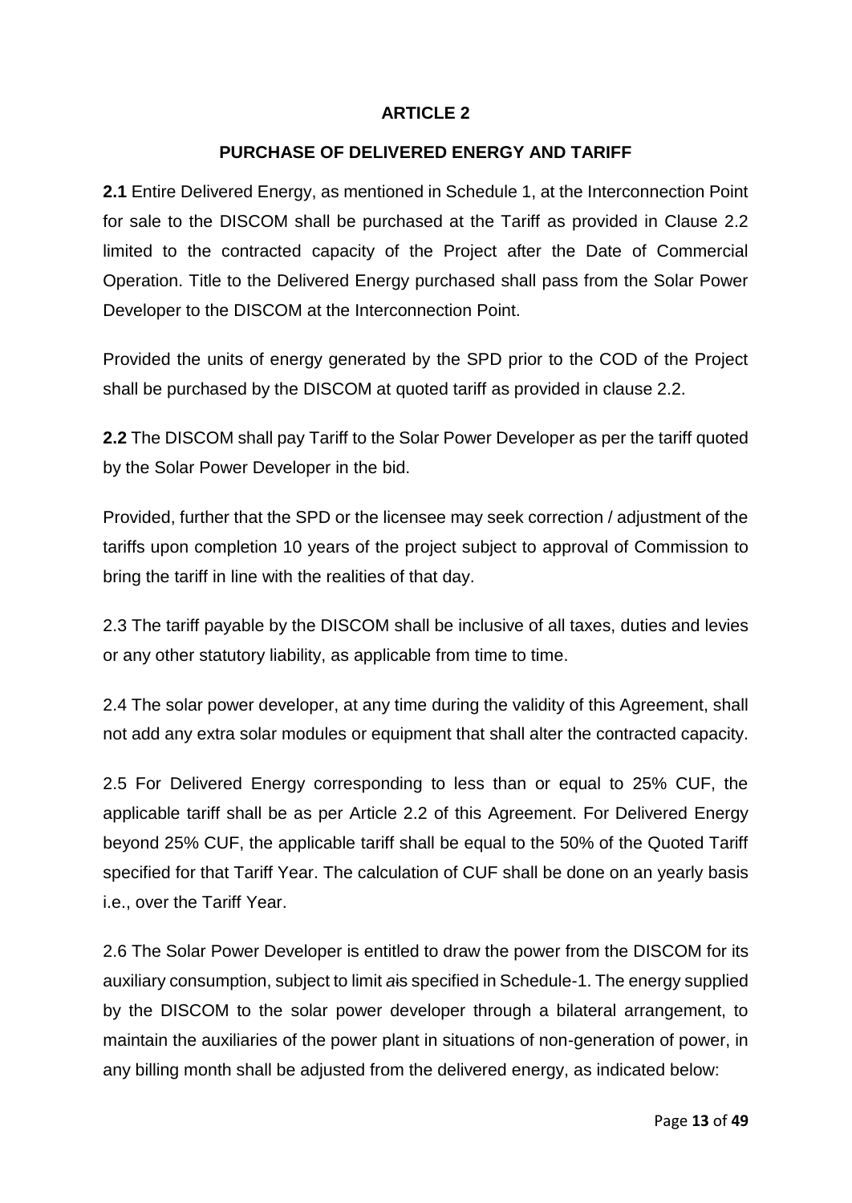## ARTICLE 2

### PURCHASE OF DELIVERED ENERGY AND TARIFF

**2.1** Entire Delivered Energy, as mentioned in Schedule 1, at the Interconnection Point for sale to the DISCOM shall be purchased at the Tariff as provided in Clause 2.2 limited to the contracted capacity of the Project after the Date of Commercial Operation. Title to the Delivered Energy purchased shall pass from the Solar Power Developer to the DISCOM at the Interconnection Point.

Provided the units of energy generated by the SPD prior to the COD of the Project shall be purchased by the DISCOM at quoted tariff as provided in clause 2.2.

**2.2** The DISCOM shall pay Tariff to the Solar Power Developer as per the tariff quoted by the Solar Power Developer in the bid.

Provided, further that the SPD or the licensee may seek correction / adjustment of the tariffs upon completion 10 years of the project subject to approval of Commission to bring the tariff in line with the realities of that day.

2.3 The tariff payable by the DISCOM shall be inclusive of all taxes, duties and levies or any other statutory liability, as applicable from time to time.

2.4 The solar power developer, at any time during the validity of this Agreement, shall not add any extra solar modules or equipment that shall alter the contracted capacity.

2.5 For Delivered Energy corresponding to less than or equal to 25% CUF, the applicable tariff shall be as per Article 2.2 of this Agreement. For Delivered Energy beyond 25% CUF, the applicable tariff shall be equal to the 50% of the Quoted Tariff specified for that Tariff Year. The calculation of CUF shall be done on an yearly basis i.e., over the Tariff Year.

2.6 The Solar Power Developer is entitled to draw the power from the DISCOM for its auxiliary consumption, subject to limit ~~a~~is specified in Schedule-1. The energy supplied by the DISCOM to the solar power developer through a bilateral arrangement, to maintain the auxiliaries of the power plant in situations of non-generation of power, in any billing month shall be adjusted from the delivered energy, as indicated below: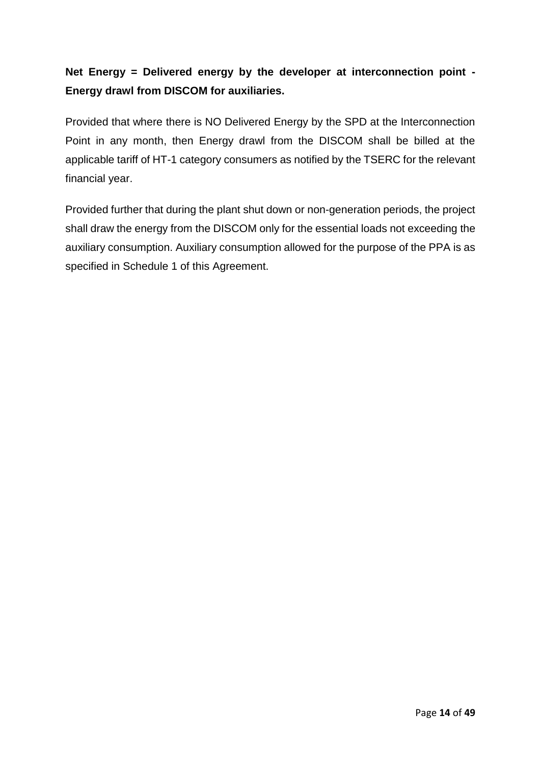**Net Energy = Delivered energy by the developer at interconnection point - Energy drawl from DISCOM for auxiliaries.**

Provided that where there is NO Delivered Energy by the SPD at the Interconnection Point in any month, then Energy drawl from the DISCOM shall be billed at the applicable tariff of HT-1 category consumers as notified by the TSERC for the relevant financial year.

Provided further that during the plant shut down or non-generation periods, the project shall draw the energy from the DISCOM only for the essential loads not exceeding the auxiliary consumption. Auxiliary consumption allowed for the purpose of the PPA is as specified in Schedule 1 of this Agreement.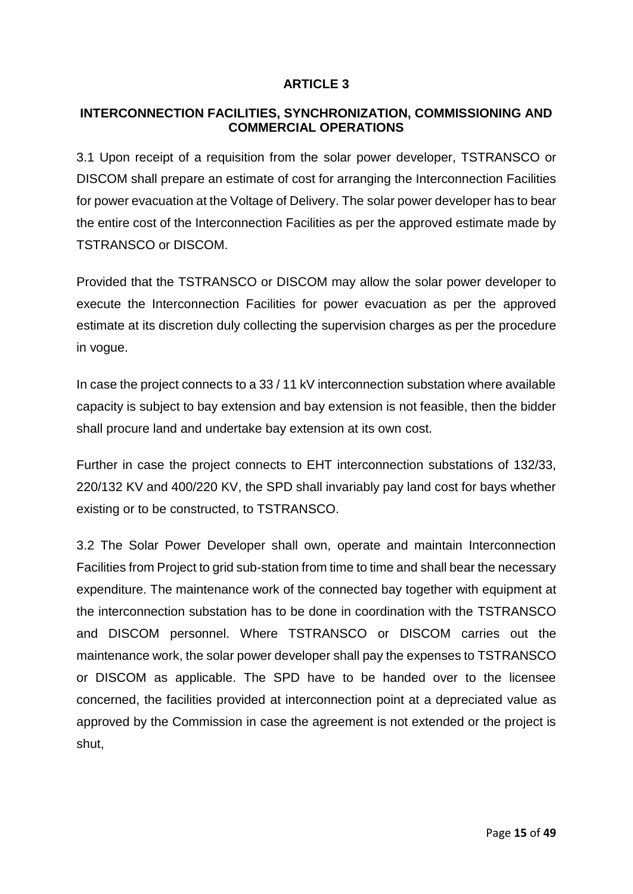## ARTICLE 3

### INTERCONNECTION FACILITIES, SYNCHRONIZATION, COMMISSIONING AND COMMERCIAL OPERATIONS

3.1 Upon receipt of a requisition from the solar power developer, TSTRANSCO or DISCOM shall prepare an estimate of cost for arranging the Interconnection Facilities for power evacuation at the Voltage of Delivery. The solar power developer has to bear the entire cost of the Interconnection Facilities as per the approved estimate made by TSTRANSCO or DISCOM.

Provided that the TSTRANSCO or DISCOM may allow the solar power developer to execute the Interconnection Facilities for power evacuation as per the approved estimate at its discretion duly collecting the supervision charges as per the procedure in vogue.

In case the project connects to a 33 / 11 kV interconnection substation where available capacity is subject to bay extension and bay extension is not feasible, then the bidder shall procure land and undertake bay extension at its own cost.

Further in case the project connects to EHT interconnection substations of 132/33, 220/132 KV and 400/220 KV, the SPD shall invariably pay land cost for bays whether existing or to be constructed, to TSTRANSCO.

3.2 The Solar Power Developer shall own, operate and maintain Interconnection Facilities from Project to grid sub-station from time to time and shall bear the necessary expenditure. The maintenance work of the connected bay together with equipment at the interconnection substation has to be done in coordination with the TSTRANSCO and DISCOM personnel. Where TSTRANSCO or DISCOM carries out the maintenance work, the solar power developer shall pay the expenses to TSTRANSCO or DISCOM as applicable. The SPD have to be handed over to the licensee concerned, the facilities provided at interconnection point at a depreciated value as approved by the Commission in case the agreement is not extended or the project is shut,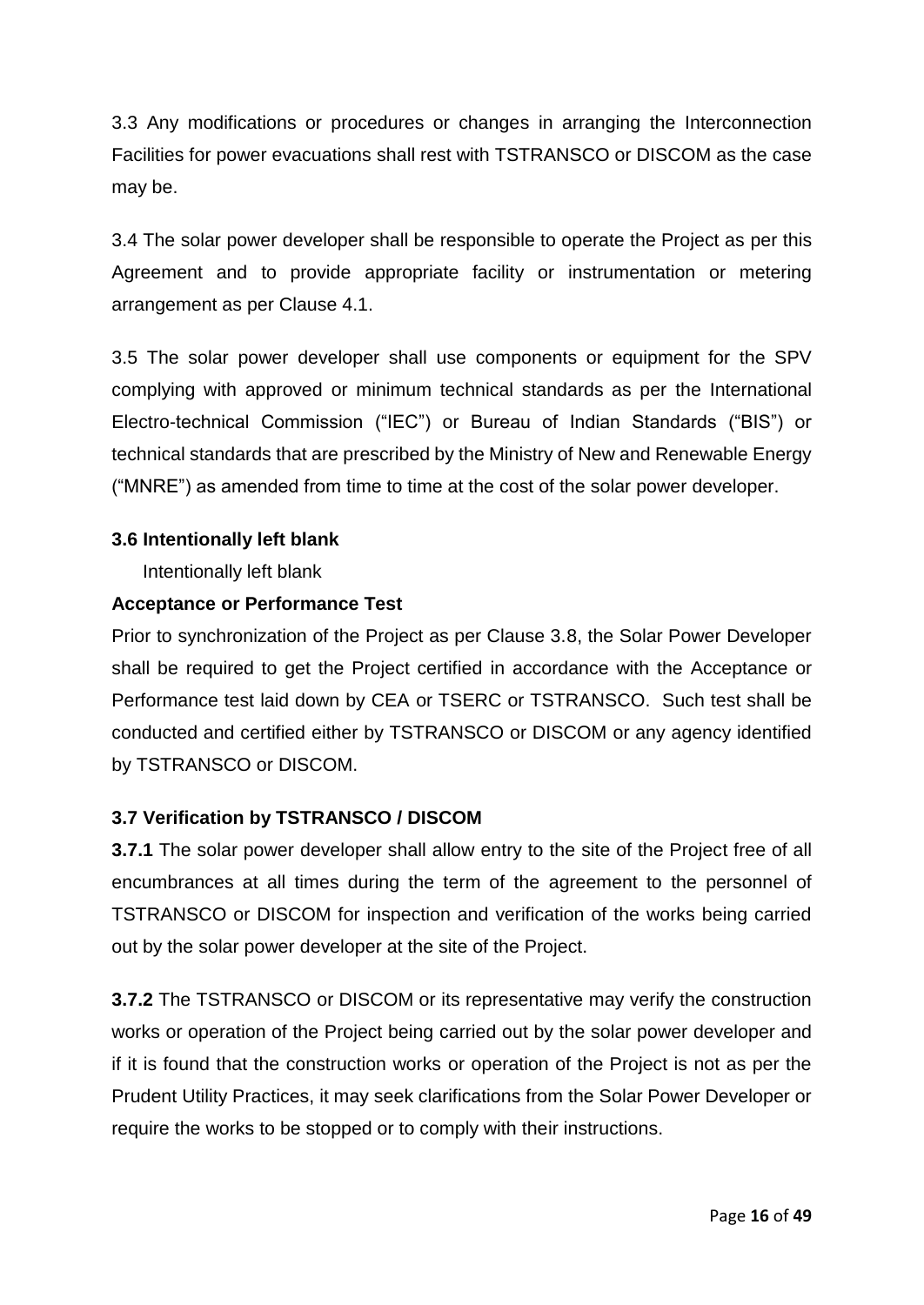3.3 Any modifications or procedures or changes in arranging the Interconnection Facilities for power evacuations shall rest with TSTRANSCO or DISCOM as the case may be.

3.4 The solar power developer shall be responsible to operate the Project as per this Agreement and to provide appropriate facility or instrumentation or metering arrangement as per Clause 4.1.

3.5 The solar power developer shall use components or equipment for the SPV complying with approved or minimum technical standards as per the International Electro-technical Commission ("IEC") or Bureau of Indian Standards ("BIS") or technical standards that are prescribed by the Ministry of New and Renewable Energy ("MNRE") as amended from time to time at the cost of the solar power developer.

**3.6 Intentionally left blank**

Intentionally left blank

**Acceptance or Performance Test**

Prior to synchronization of the Project as per Clause 3.8, the Solar Power Developer shall be required to get the Project certified in accordance with the Acceptance or Performance test laid down by CEA or TSERC or TSTRANSCO. Such test shall be conducted and certified either by TSTRANSCO or DISCOM or any agency identified by TSTRANSCO or DISCOM.

**3.7 Verification by TSTRANSCO / DISCOM**

**3.7.1** The solar power developer shall allow entry to the site of the Project free of all encumbrances at all times during the term of the agreement to the personnel of TSTRANSCO or DISCOM for inspection and verification of the works being carried out by the solar power developer at the site of the Project.

**3.7.2** The TSTRANSCO or DISCOM or its representative may verify the construction works or operation of the Project being carried out by the solar power developer and if it is found that the construction works or operation of the Project is not as per the Prudent Utility Practices, it may seek clarifications from the Solar Power Developer or require the works to be stopped or to comply with their instructions.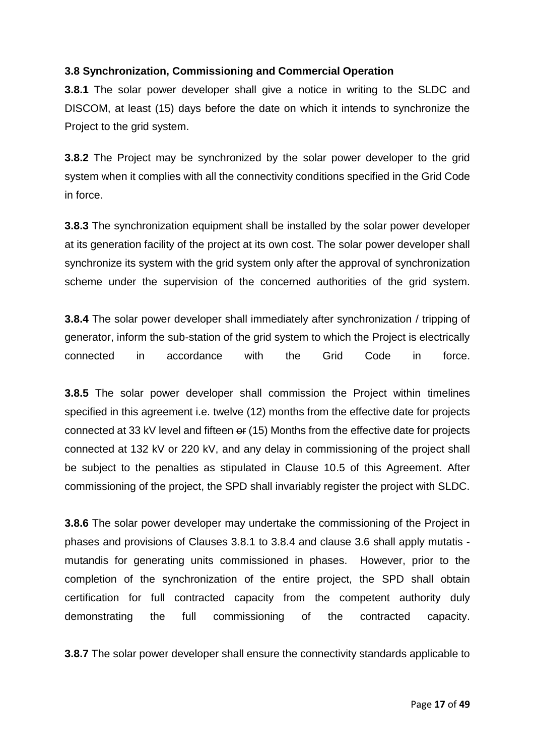### 3.8 Synchronization, Commissioning and Commercial Operation

**3.8.1** The solar power developer shall give a notice in writing to the SLDC and DISCOM, at least (15) days before the date on which it intends to synchronize the Project to the grid system.

**3.8.2** The Project may be synchronized by the solar power developer to the grid system when it complies with all the connectivity conditions specified in the Grid Code in force.

**3.8.3** The synchronization equipment shall be installed by the solar power developer at its generation facility of the project at its own cost. The solar power developer shall synchronize its system with the grid system only after the approval of synchronization scheme under the supervision of the concerned authorities of the grid system.

**3.8.4** The solar power developer shall immediately after synchronization / tripping of generator, inform the sub-station of the grid system to which the Project is electrically connected in accordance with the Grid Code in force.

**3.8.5** The solar power developer shall commission the Project within timelines specified in this agreement i.e. twelve (12) months from the effective date for projects connected at 33 kV level and fifteen ~~or~~ (15) Months from the effective date for projects connected at 132 kV or 220 kV, and any delay in commissioning of the project shall be subject to the penalties as stipulated in Clause 10.5 of this Agreement. After commissioning of the project, the SPD shall invariably register the project with SLDC.

**3.8.6** The solar power developer may undertake the commissioning of the Project in phases and provisions of Clauses 3.8.1 to 3.8.4 and clause 3.6 shall apply mutatis - mutandis for generating units commissioned in phases. However, prior to the completion of the synchronization of the entire project, the SPD shall obtain certification for full contracted capacity from the competent authority duly demonstrating the full commissioning of the contracted capacity.

**3.8.7** The solar power developer shall ensure the connectivity standards applicable to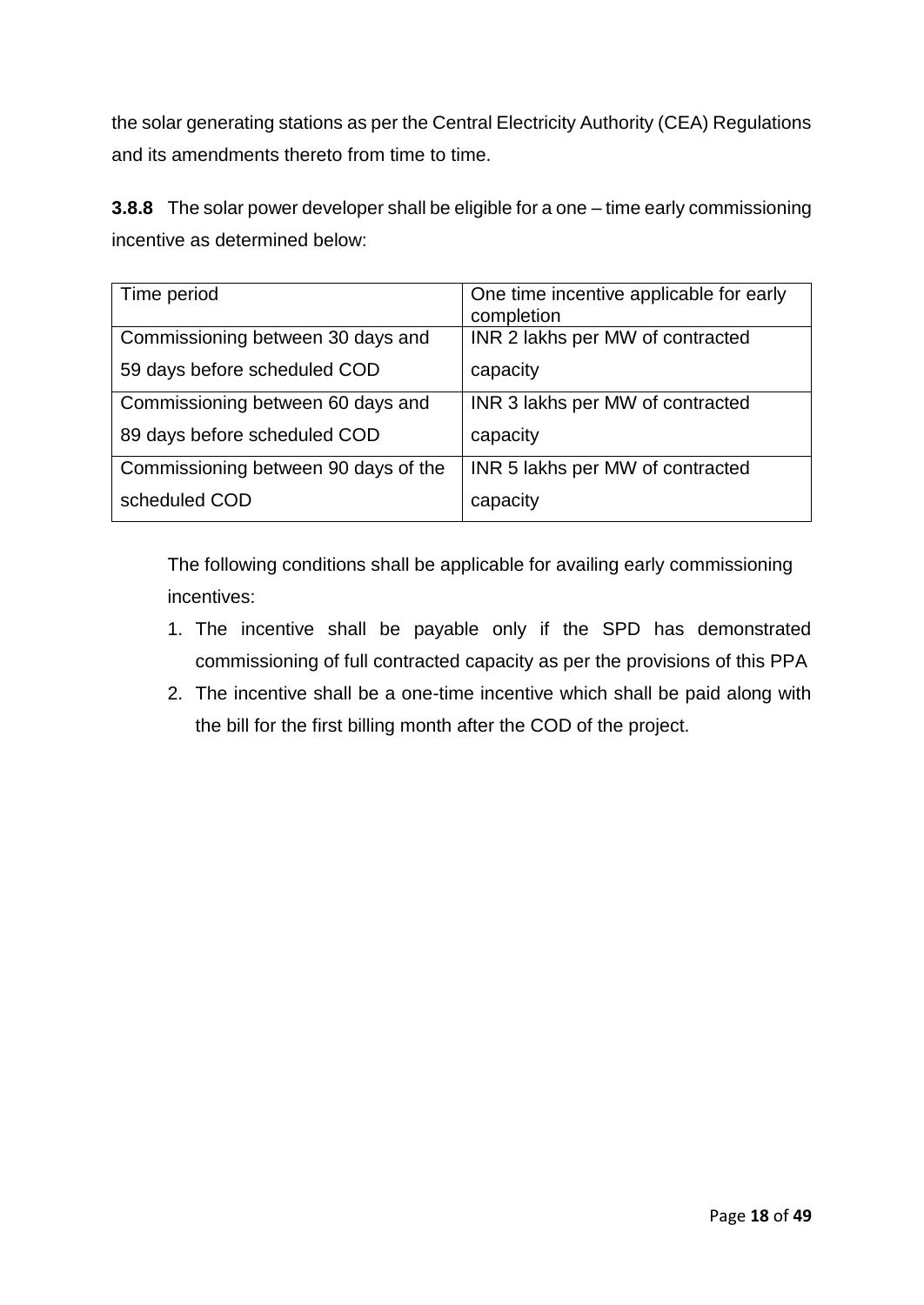the solar generating stations as per the Central Electricity Authority (CEA) Regulations and its amendments thereto from time to time.

**3.8.8** The solar power developer shall be eligible for a one – time early commissioning incentive as determined below:

| Time period | One time incentive applicable for early completion |
|---|---|
| Commissioning between 30 days and 59 days before scheduled COD | INR 2 lakhs per MW of contracted capacity |
| Commissioning between 60 days and 89 days before scheduled COD | INR 3 lakhs per MW of contracted capacity |
| Commissioning between 90 days of the scheduled COD | INR 5 lakhs per MW of contracted capacity |

The following conditions shall be applicable for availing early commissioning incentives:

1. The incentive shall be payable only if the SPD has demonstrated commissioning of full contracted capacity as per the provisions of this PPA
2. The incentive shall be a one-time incentive which shall be paid along with the bill for the first billing month after the COD of the project.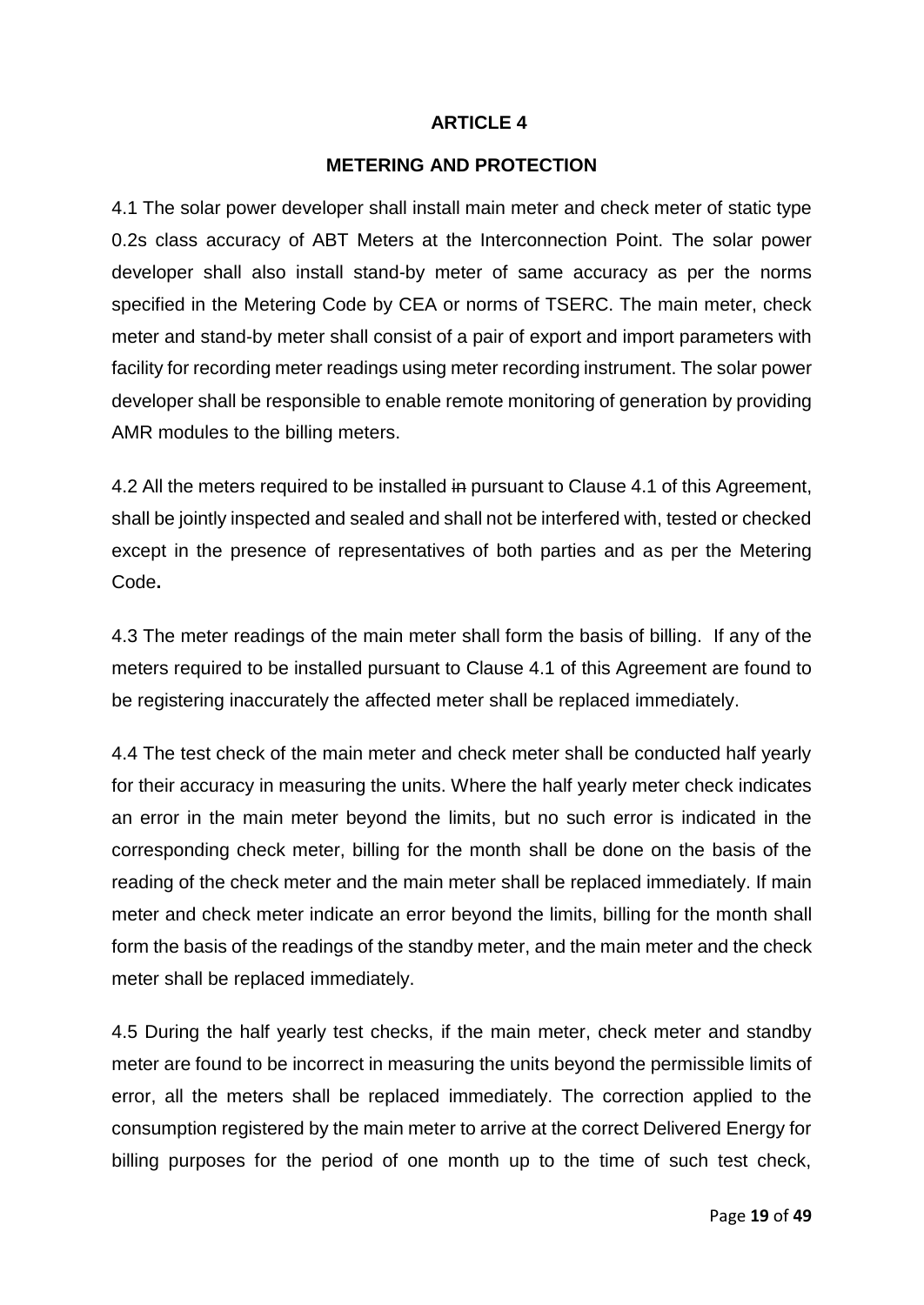**ARTICLE 4**

**METERING AND PROTECTION**

4.1 The solar power developer shall install main meter and check meter of static type 0.2s class accuracy of ABT Meters at the Interconnection Point. The solar power developer shall also install stand-by meter of same accuracy as per the norms specified in the Metering Code by CEA or norms of TSERC. The main meter, check meter and stand-by meter shall consist of a pair of export and import parameters with facility for recording meter readings using meter recording instrument. The solar power developer shall be responsible to enable remote monitoring of generation by providing AMR modules to the billing meters.

4.2 All the meters required to be installed ~~in~~ pursuant to Clause 4.1 of this Agreement, shall be jointly inspected and sealed and shall not be interfered with, tested or checked except in the presence of representatives of both parties and as per the Metering Code**.**

4.3 The meter readings of the main meter shall form the basis of billing. If any of the meters required to be installed pursuant to Clause 4.1 of this Agreement are found to be registering inaccurately the affected meter shall be replaced immediately.

4.4 The test check of the main meter and check meter shall be conducted half yearly for their accuracy in measuring the units. Where the half yearly meter check indicates an error in the main meter beyond the limits, but no such error is indicated in the corresponding check meter, billing for the month shall be done on the basis of the reading of the check meter and the main meter shall be replaced immediately. If main meter and check meter indicate an error beyond the limits, billing for the month shall form the basis of the readings of the standby meter, and the main meter and the check meter shall be replaced immediately.

4.5 During the half yearly test checks, if the main meter, check meter and standby meter are found to be incorrect in measuring the units beyond the permissible limits of error, all the meters shall be replaced immediately. The correction applied to the consumption registered by the main meter to arrive at the correct Delivered Energy for billing purposes for the period of one month up to the time of such test check,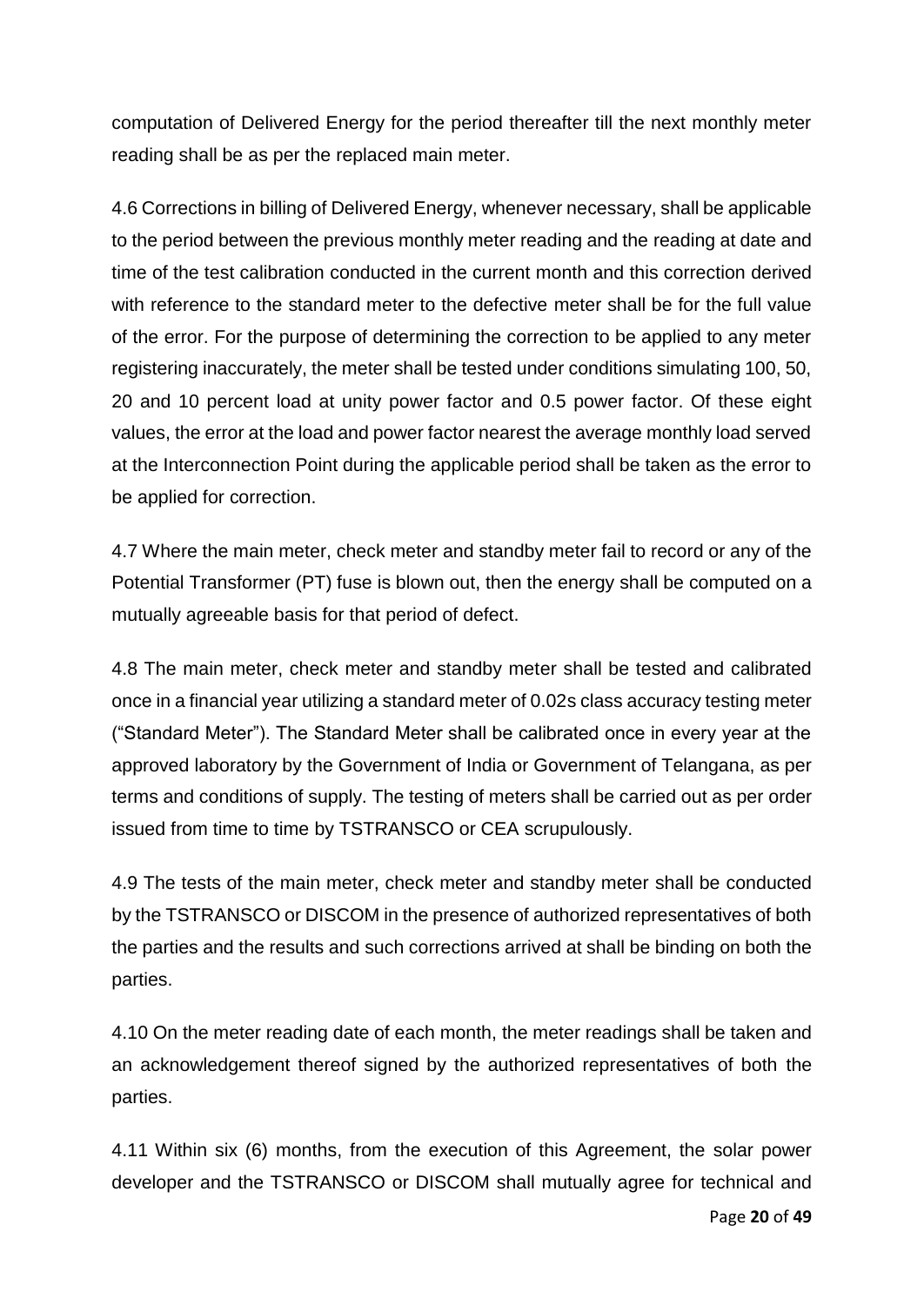computation of Delivered Energy for the period thereafter till the next monthly meter reading shall be as per the replaced main meter.

4.6 Corrections in billing of Delivered Energy, whenever necessary, shall be applicable to the period between the previous monthly meter reading and the reading at date and time of the test calibration conducted in the current month and this correction derived with reference to the standard meter to the defective meter shall be for the full value of the error. For the purpose of determining the correction to be applied to any meter registering inaccurately, the meter shall be tested under conditions simulating 100, 50, 20 and 10 percent load at unity power factor and 0.5 power factor. Of these eight values, the error at the load and power factor nearest the average monthly load served at the Interconnection Point during the applicable period shall be taken as the error to be applied for correction.

4.7 Where the main meter, check meter and standby meter fail to record or any of the Potential Transformer (PT) fuse is blown out, then the energy shall be computed on a mutually agreeable basis for that period of defect.

4.8 The main meter, check meter and standby meter shall be tested and calibrated once in a financial year utilizing a standard meter of 0.02s class accuracy testing meter ("Standard Meter"). The Standard Meter shall be calibrated once in every year at the approved laboratory by the Government of India or Government of Telangana, as per terms and conditions of supply. The testing of meters shall be carried out as per order issued from time to time by TSTRANSCO or CEA scrupulously.

4.9 The tests of the main meter, check meter and standby meter shall be conducted by the TSTRANSCO or DISCOM in the presence of authorized representatives of both the parties and the results and such corrections arrived at shall be binding on both the parties.

4.10 On the meter reading date of each month, the meter readings shall be taken and an acknowledgement thereof signed by the authorized representatives of both the parties.

4.11 Within six (6) months, from the execution of this Agreement, the solar power developer and the TSTRANSCO or DISCOM shall mutually agree for technical and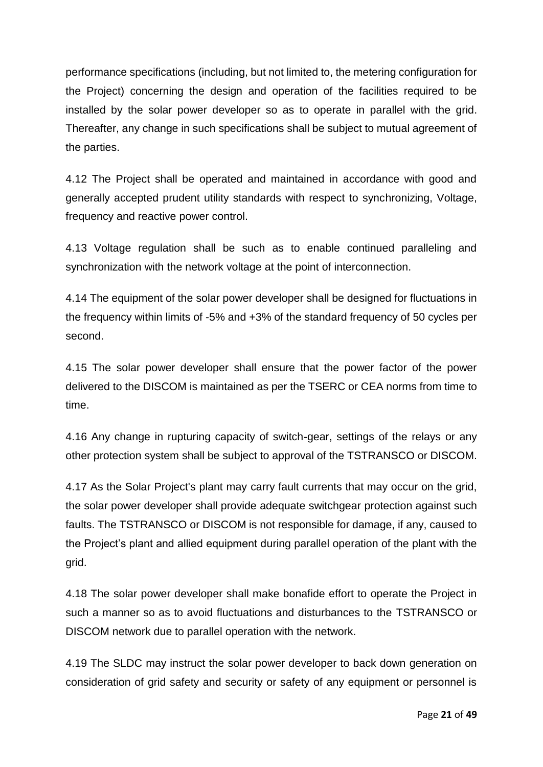performance specifications (including, but not limited to, the metering configuration for the Project) concerning the design and operation of the facilities required to be installed by the solar power developer so as to operate in parallel with the grid. Thereafter, any change in such specifications shall be subject to mutual agreement of the parties.

4.12 The Project shall be operated and maintained in accordance with good and generally accepted prudent utility standards with respect to synchronizing, Voltage, frequency and reactive power control.

4.13 Voltage regulation shall be such as to enable continued paralleling and synchronization with the network voltage at the point of interconnection.

4.14 The equipment of the solar power developer shall be designed for fluctuations in the frequency within limits of -5% and +3% of the standard frequency of 50 cycles per second.

4.15 The solar power developer shall ensure that the power factor of the power delivered to the DISCOM is maintained as per the TSERC or CEA norms from time to time.

4.16 Any change in rupturing capacity of switch-gear, settings of the relays or any other protection system shall be subject to approval of the TSTRANSCO or DISCOM.

4.17 As the Solar Project's plant may carry fault currents that may occur on the grid, the solar power developer shall provide adequate switchgear protection against such faults. The TSTRANSCO or DISCOM is not responsible for damage, if any, caused to the Project's plant and allied equipment during parallel operation of the plant with the grid.

4.18 The solar power developer shall make bonafide effort to operate the Project in such a manner so as to avoid fluctuations and disturbances to the TSTRANSCO or DISCOM network due to parallel operation with the network.

4.19 The SLDC may instruct the solar power developer to back down generation on consideration of grid safety and security or safety of any equipment or personnel is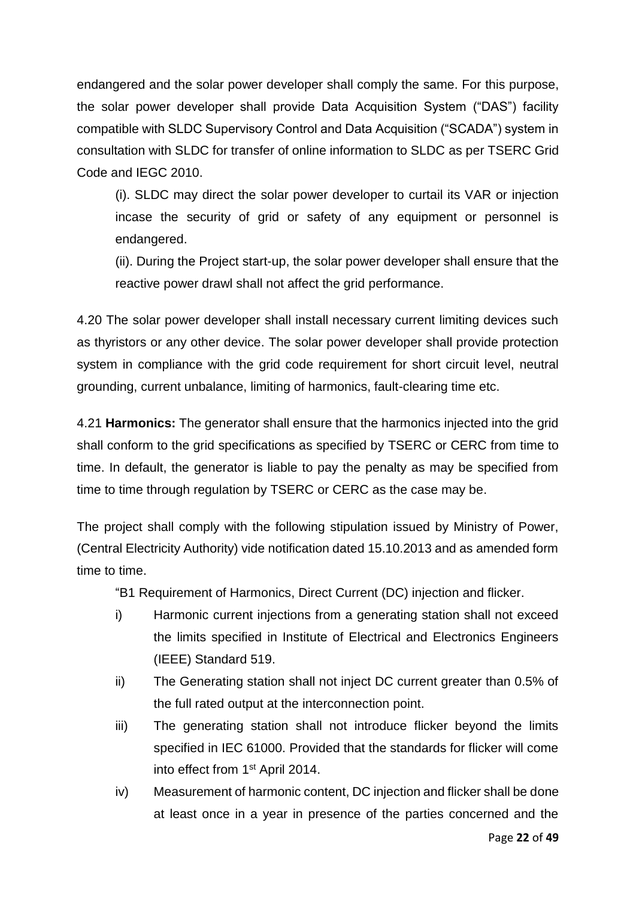endangered and the solar power developer shall comply the same. For this purpose, the solar power developer shall provide Data Acquisition System ("DAS") facility compatible with SLDC Supervisory Control and Data Acquisition ("SCADA") system in consultation with SLDC for transfer of online information to SLDC as per TSERC Grid Code and IEGC 2010.

(i). SLDC may direct the solar power developer to curtail its VAR or injection incase the security of grid or safety of any equipment or personnel is endangered.

(ii). During the Project start-up, the solar power developer shall ensure that the reactive power drawl shall not affect the grid performance.

4.20 The solar power developer shall install necessary current limiting devices such as thyristors or any other device. The solar power developer shall provide protection system in compliance with the grid code requirement for short circuit level, neutral grounding, current unbalance, limiting of harmonics, fault-clearing time etc.

4.21 **Harmonics:** The generator shall ensure that the harmonics injected into the grid shall conform to the grid specifications as specified by TSERC or CERC from time to time. In default, the generator is liable to pay the penalty as may be specified from time to time through regulation by TSERC or CERC as the case may be.

The project shall comply with the following stipulation issued by Ministry of Power, (Central Electricity Authority) vide notification dated 15.10.2013 and as amended form time to time.

"B1 Requirement of Harmonics, Direct Current (DC) injection and flicker.

i) Harmonic current injections from a generating station shall not exceed the limits specified in Institute of Electrical and Electronics Engineers (IEEE) Standard 519.

ii) The Generating station shall not inject DC current greater than 0.5% of the full rated output at the interconnection point.

iii) The generating station shall not introduce flicker beyond the limits specified in IEC 61000. Provided that the standards for flicker will come into effect from 1st April 2014.

iv) Measurement of harmonic content, DC injection and flicker shall be done at least once in a year in presence of the parties concerned and the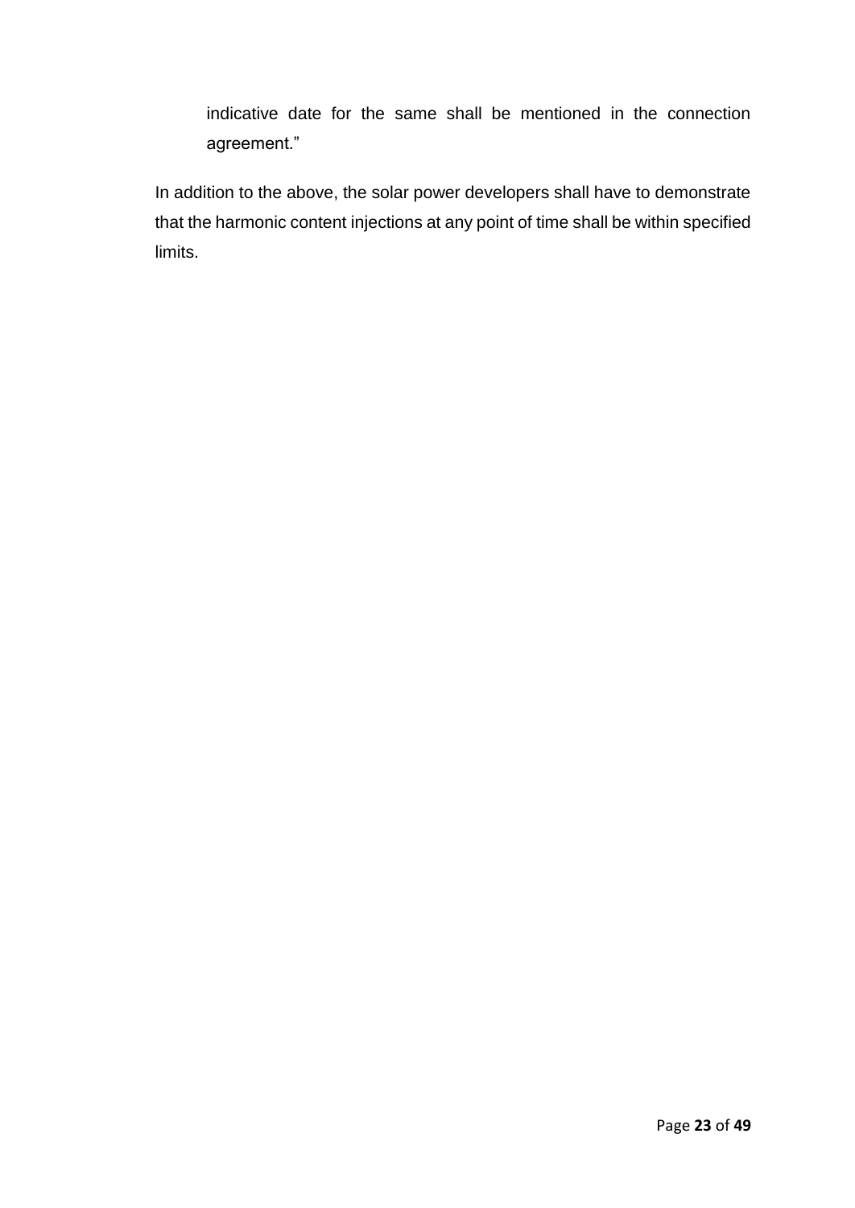> indicative date for the same shall be mentioned in the connection agreement."

In addition to the above, the solar power developers shall have to demonstrate that the harmonic content injections at any point of time shall be within specified limits.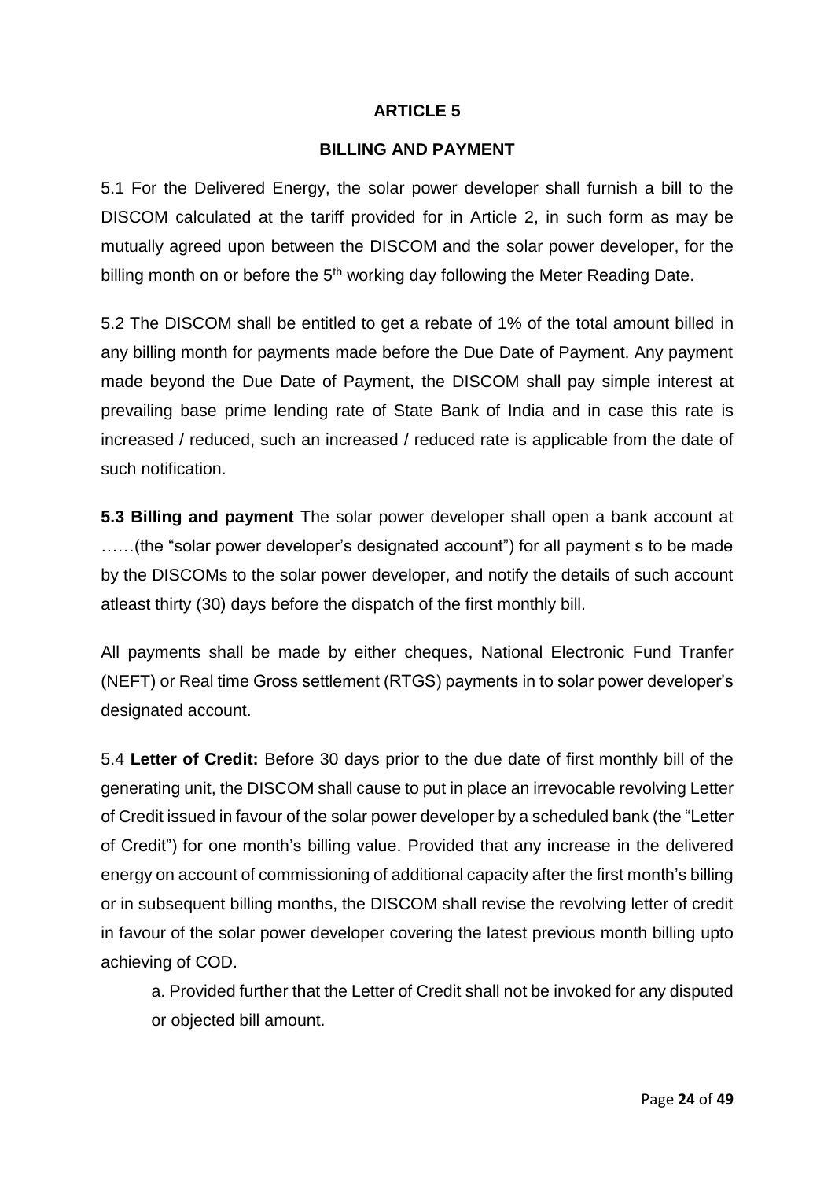## ARTICLE 5

## BILLING AND PAYMENT

5.1 For the Delivered Energy, the solar power developer shall furnish a bill to the DISCOM calculated at the tariff provided for in Article 2, in such form as may be mutually agreed upon between the DISCOM and the solar power developer, for the billing month on or before the 5th working day following the Meter Reading Date.

5.2 The DISCOM shall be entitled to get a rebate of 1% of the total amount billed in any billing month for payments made before the Due Date of Payment. Any payment made beyond the Due Date of Payment, the DISCOM shall pay simple interest at prevailing base prime lending rate of State Bank of India and in case this rate is increased / reduced, such an increased / reduced rate is applicable from the date of such notification.

**5.3 Billing and payment** The solar power developer shall open a bank account at ……(the "solar power developer's designated account") for all payment s to be made by the DISCOMs to the solar power developer, and notify the details of such account atleast thirty (30) days before the dispatch of the first monthly bill.

All payments shall be made by either cheques, National Electronic Fund Tranfer (NEFT) or Real time Gross settlement (RTGS) payments in to solar power developer's designated account.

5.4 **Letter of Credit:** Before 30 days prior to the due date of first monthly bill of the generating unit, the DISCOM shall cause to put in place an irrevocable revolving Letter of Credit issued in favour of the solar power developer by a scheduled bank (the "Letter of Credit") for one month's billing value. Provided that any increase in the delivered energy on account of commissioning of additional capacity after the first month's billing or in subsequent billing months, the DISCOM shall revise the revolving letter of credit in favour of the solar power developer covering the latest previous month billing upto achieving of COD.

a. Provided further that the Letter of Credit shall not be invoked for any disputed or objected bill amount.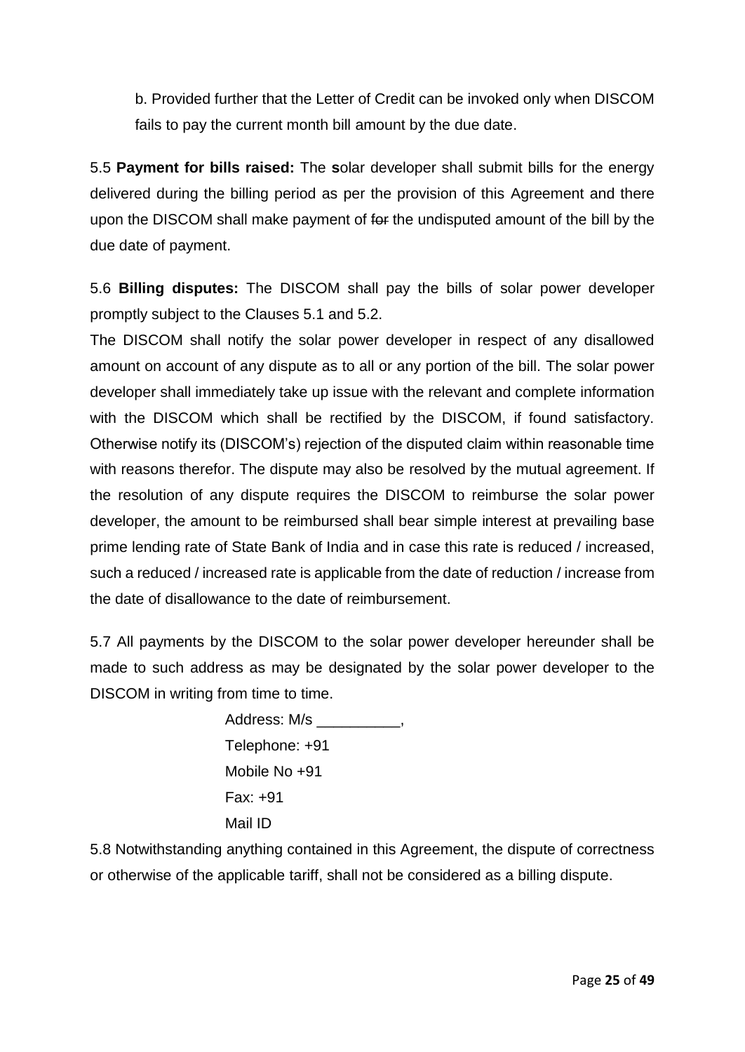b. Provided further that the Letter of Credit can be invoked only when DISCOM fails to pay the current month bill amount by the due date.

5.5 **Payment for bills raised:** The **s**olar developer shall submit bills for the energy delivered during the billing period as per the provision of this Agreement and there upon the DISCOM shall make payment of ~~for~~ the undisputed amount of the bill by the due date of payment.

5.6 **Billing disputes:** The DISCOM shall pay the bills of solar power developer promptly subject to the Clauses 5.1 and 5.2.

The DISCOM shall notify the solar power developer in respect of any disallowed amount on account of any dispute as to all or any portion of the bill. The solar power developer shall immediately take up issue with the relevant and complete information with the DISCOM which shall be rectified by the DISCOM, if found satisfactory. Otherwise notify its (DISCOM's) rejection of the disputed claim within reasonable time with reasons therefor. The dispute may also be resolved by the mutual agreement. If the resolution of any dispute requires the DISCOM to reimburse the solar power developer, the amount to be reimbursed shall bear simple interest at prevailing base prime lending rate of State Bank of India and in case this rate is reduced / increased, such a reduced / increased rate is applicable from the date of reduction / increase from the date of disallowance to the date of reimbursement.

5.7 All payments by the DISCOM to the solar power developer hereunder shall be made to such address as may be designated by the solar power developer to the DISCOM in writing from time to time.

Address: M/s __________,
Telephone: +91
Mobile No +91
Fax: +91
Mail ID

5.8 Notwithstanding anything contained in this Agreement, the dispute of correctness or otherwise of the applicable tariff, shall not be considered as a billing dispute.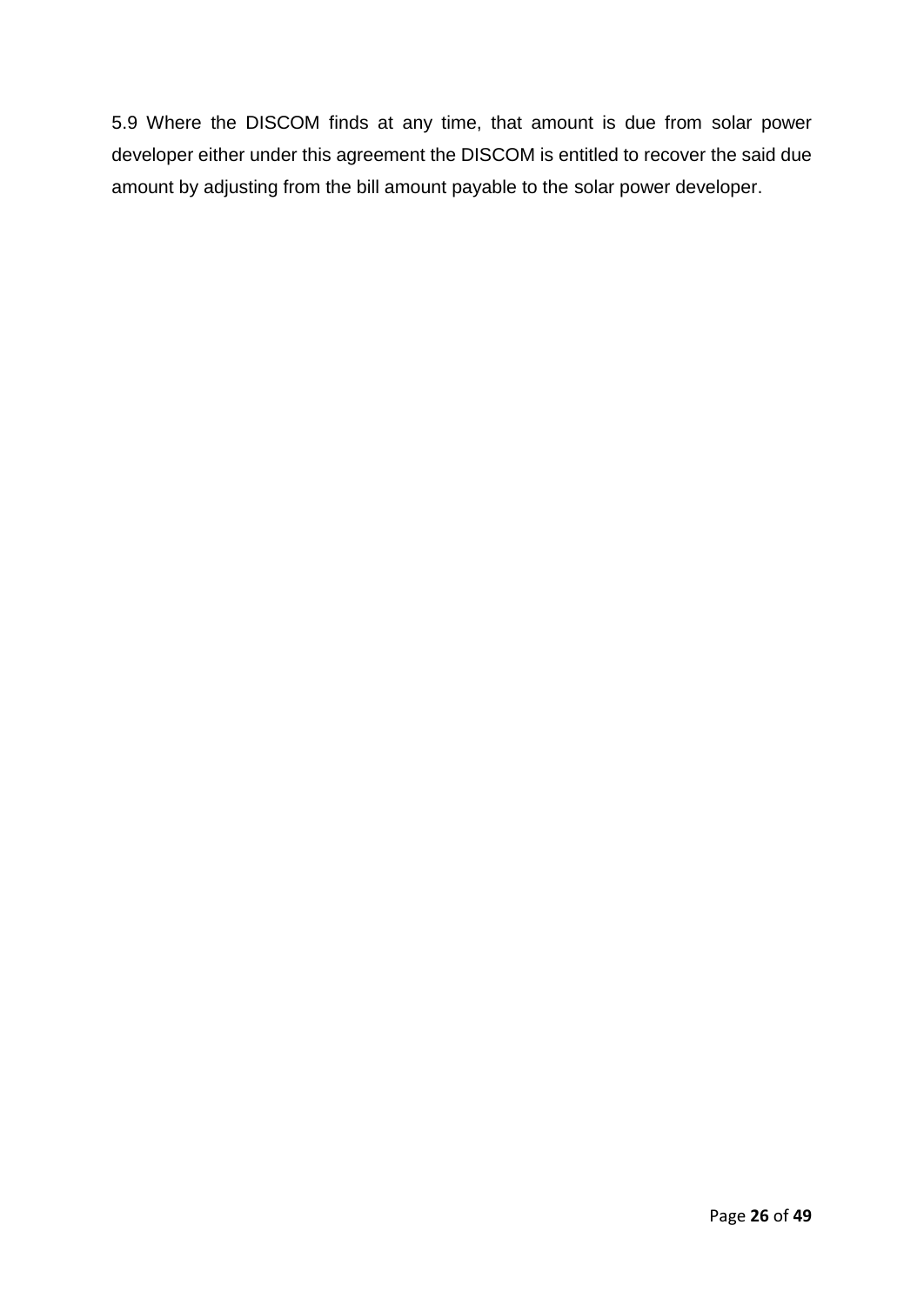5.9 Where the DISCOM finds at any time, that amount is due from solar power developer either under this agreement the DISCOM is entitled to recover the said due amount by adjusting from the bill amount payable to the solar power developer.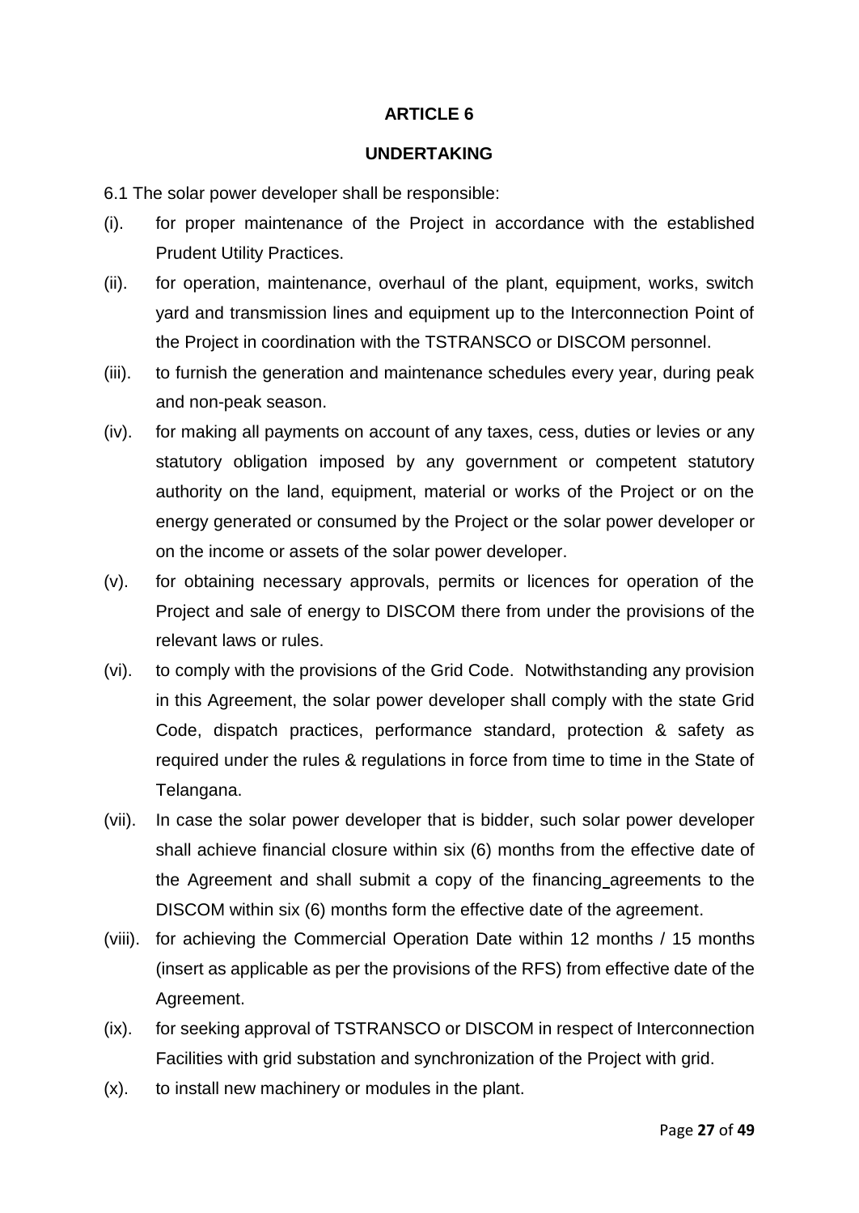# ARTICLE 6

## UNDERTAKING

6.1 The solar power developer shall be responsible:

(i). for proper maintenance of the Project in accordance with the established Prudent Utility Practices.

(ii). for operation, maintenance, overhaul of the plant, equipment, works, switch yard and transmission lines and equipment up to the Interconnection Point of the Project in coordination with the TSTRANSCO or DISCOM personnel.

(iii). to furnish the generation and maintenance schedules every year, during peak and non-peak season.

(iv). for making all payments on account of any taxes, cess, duties or levies or any statutory obligation imposed by any government or competent statutory authority on the land, equipment, material or works of the Project or on the energy generated or consumed by the Project or the solar power developer or on the income or assets of the solar power developer.

(v). for obtaining necessary approvals, permits or licences for operation of the Project and sale of energy to DISCOM there from under the provisions of the relevant laws or rules.

(vi). to comply with the provisions of the Grid Code. Notwithstanding any provision in this Agreement, the solar power developer shall comply with the state Grid Code, dispatch practices, performance standard, protection & safety as required under the rules & regulations in force from time to time in the State of Telangana.

(vii). In case the solar power developer that is bidder, such solar power developer shall achieve financial closure within six (6) months from the effective date of the Agreement and shall submit a copy of the financing agreements to the DISCOM within six (6) months form the effective date of the agreement.

(viii). for achieving the Commercial Operation Date within 12 months / 15 months (insert as applicable as per the provisions of the RFS) from effective date of the Agreement.

(ix). for seeking approval of TSTRANSCO or DISCOM in respect of Interconnection Facilities with grid substation and synchronization of the Project with grid.

(x). to install new machinery or modules in the plant.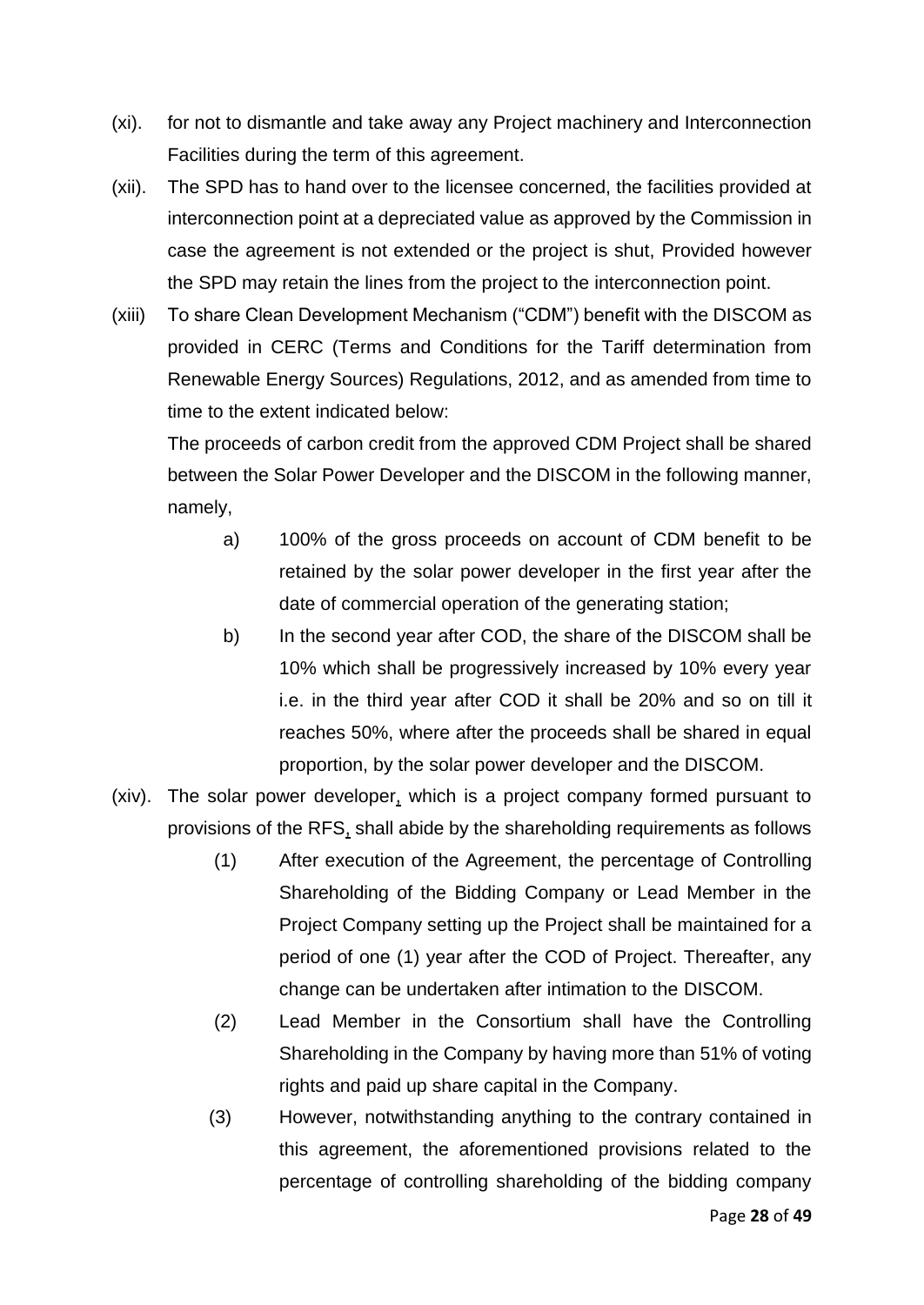(xi). for not to dismantle and take away any Project machinery and Interconnection Facilities during the term of this agreement.

(xii). The SPD has to hand over to the licensee concerned, the facilities provided at interconnection point at a depreciated value as approved by the Commission in case the agreement is not extended or the project is shut, Provided however the SPD may retain the lines from the project to the interconnection point.

(xiii) To share Clean Development Mechanism ("CDM") benefit with the DISCOM as provided in CERC (Terms and Conditions for the Tariff determination from Renewable Energy Sources) Regulations, 2012, and as amended from time to time to the extent indicated below:

The proceeds of carbon credit from the approved CDM Project shall be shared between the Solar Power Developer and the DISCOM in the following manner, namely,

a) 100% of the gross proceeds on account of CDM benefit to be retained by the solar power developer in the first year after the date of commercial operation of the generating station;

b) In the second year after COD, the share of the DISCOM shall be 10% which shall be progressively increased by 10% every year i.e. in the third year after COD it shall be 20% and so on till it reaches 50%, where after the proceeds shall be shared in equal proportion, by the solar power developer and the DISCOM.

(xiv). The solar power developer, which is a project company formed pursuant to provisions of the RFS, shall abide by the shareholding requirements as follows

(1) After execution of the Agreement, the percentage of Controlling Shareholding of the Bidding Company or Lead Member in the Project Company setting up the Project shall be maintained for a period of one (1) year after the COD of Project. Thereafter, any change can be undertaken after intimation to the DISCOM.

(2) Lead Member in the Consortium shall have the Controlling Shareholding in the Company by having more than 51% of voting rights and paid up share capital in the Company.

(3) However, notwithstanding anything to the contrary contained in this agreement, the aforementioned provisions related to the percentage of controlling shareholding of the bidding company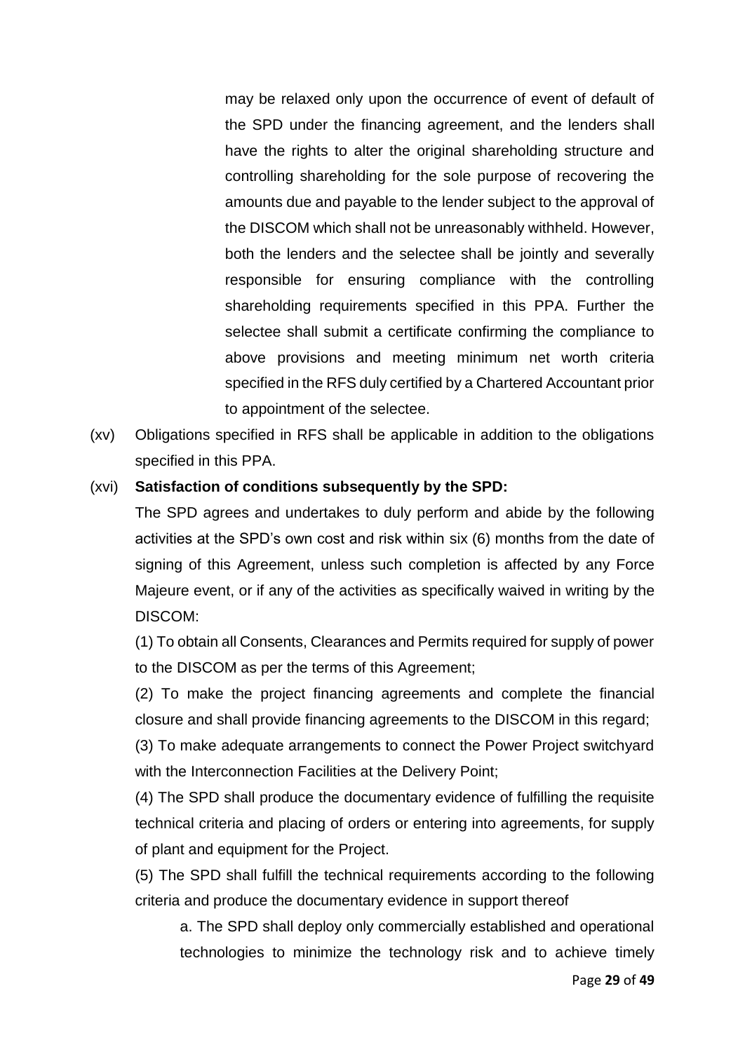may be relaxed only upon the occurrence of event of default of the SPD under the financing agreement, and the lenders shall have the rights to alter the original shareholding structure and controlling shareholding for the sole purpose of recovering the amounts due and payable to the lender subject to the approval of the DISCOM which shall not be unreasonably withheld. However, both the lenders and the selectee shall be jointly and severally responsible for ensuring compliance with the controlling shareholding requirements specified in this PPA. Further the selectee shall submit a certificate confirming the compliance to above provisions and meeting minimum net worth criteria specified in the RFS duly certified by a Chartered Accountant prior to appointment of the selectee.

(xv) Obligations specified in RFS shall be applicable in addition to the obligations specified in this PPA.

(xvi) **Satisfaction of conditions subsequently by the SPD:**

The SPD agrees and undertakes to duly perform and abide by the following activities at the SPD's own cost and risk within six (6) months from the date of signing of this Agreement, unless such completion is affected by any Force Majeure event, or if any of the activities as specifically waived in writing by the DISCOM:

(1) To obtain all Consents, Clearances and Permits required for supply of power to the DISCOM as per the terms of this Agreement;

(2) To make the project financing agreements and complete the financial closure and shall provide financing agreements to the DISCOM in this regard;

(3) To make adequate arrangements to connect the Power Project switchyard with the Interconnection Facilities at the Delivery Point;

(4) The SPD shall produce the documentary evidence of fulfilling the requisite technical criteria and placing of orders or entering into agreements, for supply of plant and equipment for the Project.

(5) The SPD shall fulfill the technical requirements according to the following criteria and produce the documentary evidence in support thereof

a. The SPD shall deploy only commercially established and operational technologies to minimize the technology risk and to achieve timely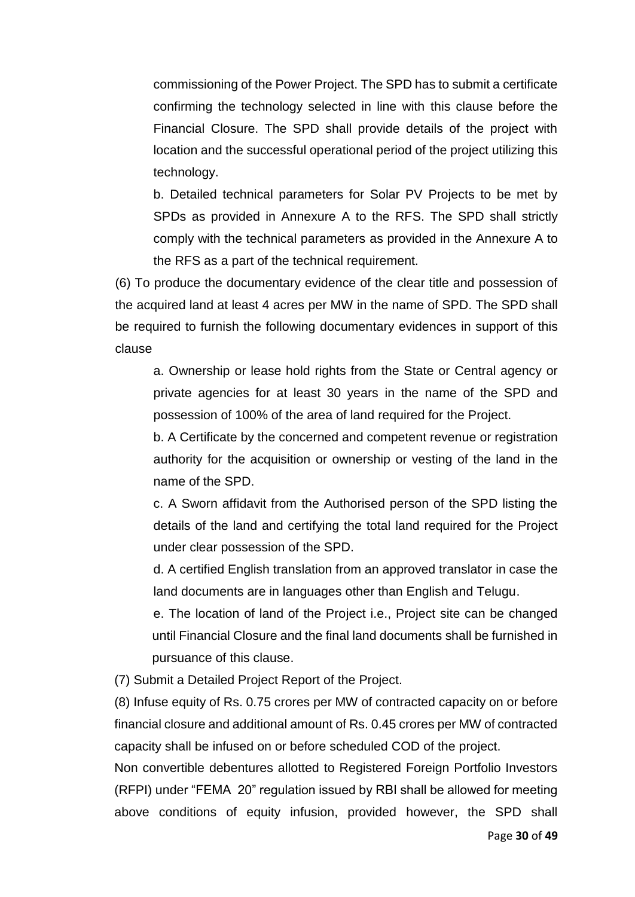commissioning of the Power Project. The SPD has to submit a certificate confirming the technology selected in line with this clause before the Financial Closure. The SPD shall provide details of the project with location and the successful operational period of the project utilizing this technology.

b. Detailed technical parameters for Solar PV Projects to be met by SPDs as provided in Annexure A to the RFS. The SPD shall strictly comply with the technical parameters as provided in the Annexure A to the RFS as a part of the technical requirement.

(6) To produce the documentary evidence of the clear title and possession of the acquired land at least 4 acres per MW in the name of SPD. The SPD shall be required to furnish the following documentary evidences in support of this clause

a. Ownership or lease hold rights from the State or Central agency or private agencies for at least 30 years in the name of the SPD and possession of 100% of the area of land required for the Project.

b. A Certificate by the concerned and competent revenue or registration authority for the acquisition or ownership or vesting of the land in the name of the SPD.

c. A Sworn affidavit from the Authorised person of the SPD listing the details of the land and certifying the total land required for the Project under clear possession of the SPD.

d. A certified English translation from an approved translator in case the land documents are in languages other than English and Telugu.

e. The location of land of the Project i.e., Project site can be changed until Financial Closure and the final land documents shall be furnished in pursuance of this clause.

(7) Submit a Detailed Project Report of the Project.

(8) Infuse equity of Rs. 0.75 crores per MW of contracted capacity on or before financial closure and additional amount of Rs. 0.45 crores per MW of contracted capacity shall be infused on or before scheduled COD of the project.

Non convertible debentures allotted to Registered Foreign Portfolio Investors (RFPI) under "FEMA 20" regulation issued by RBI shall be allowed for meeting above conditions of equity infusion, provided however, the SPD shall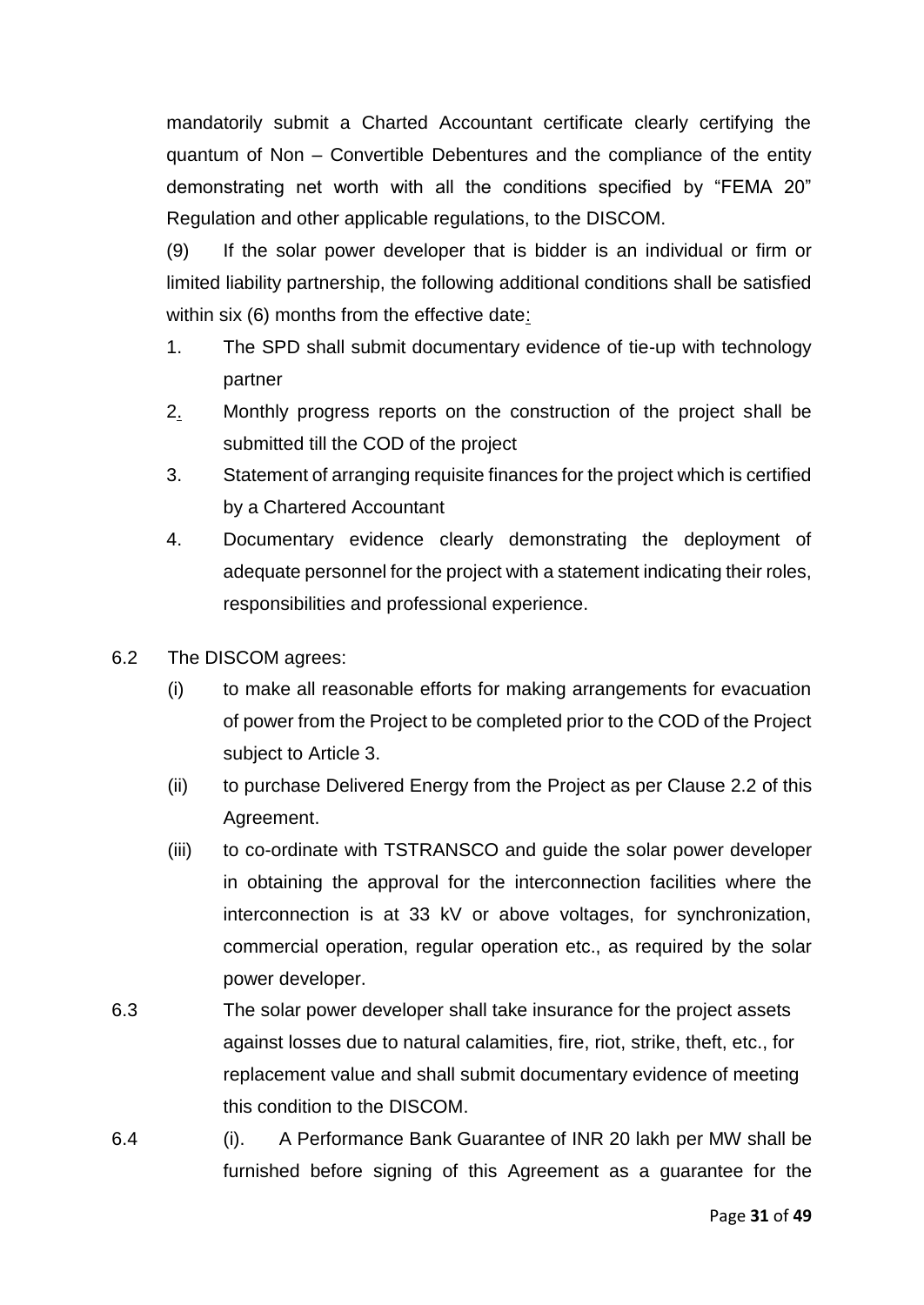mandatorily submit a Charted Accountant certificate clearly certifying the quantum of Non – Convertible Debentures and the compliance of the entity demonstrating net worth with all the conditions specified by "FEMA 20" Regulation and other applicable regulations, to the DISCOM.

(9) If the solar power developer that is bidder is an individual or firm or limited liability partnership, the following additional conditions shall be satisfied within six (6) months from the effective date:

1. The SPD shall submit documentary evidence of tie-up with technology partner
2. Monthly progress reports on the construction of the project shall be submitted till the COD of the project
3. Statement of arranging requisite finances for the project which is certified by a Chartered Accountant
4. Documentary evidence clearly demonstrating the deployment of adequate personnel for the project with a statement indicating their roles, responsibilities and professional experience.

6.2 The DISCOM agrees:

(i) to make all reasonable efforts for making arrangements for evacuation of power from the Project to be completed prior to the COD of the Project subject to Article 3.

(ii) to purchase Delivered Energy from the Project as per Clause 2.2 of this Agreement.

(iii) to co-ordinate with TSTRANSCO and guide the solar power developer in obtaining the approval for the interconnection facilities where the interconnection is at 33 kV or above voltages, for synchronization, commercial operation, regular operation etc., as required by the solar power developer.

6.3 The solar power developer shall take insurance for the project assets against losses due to natural calamities, fire, riot, strike, theft, etc., for replacement value and shall submit documentary evidence of meeting this condition to the DISCOM.

6.4 (i). A Performance Bank Guarantee of INR 20 lakh per MW shall be furnished before signing of this Agreement as a guarantee for the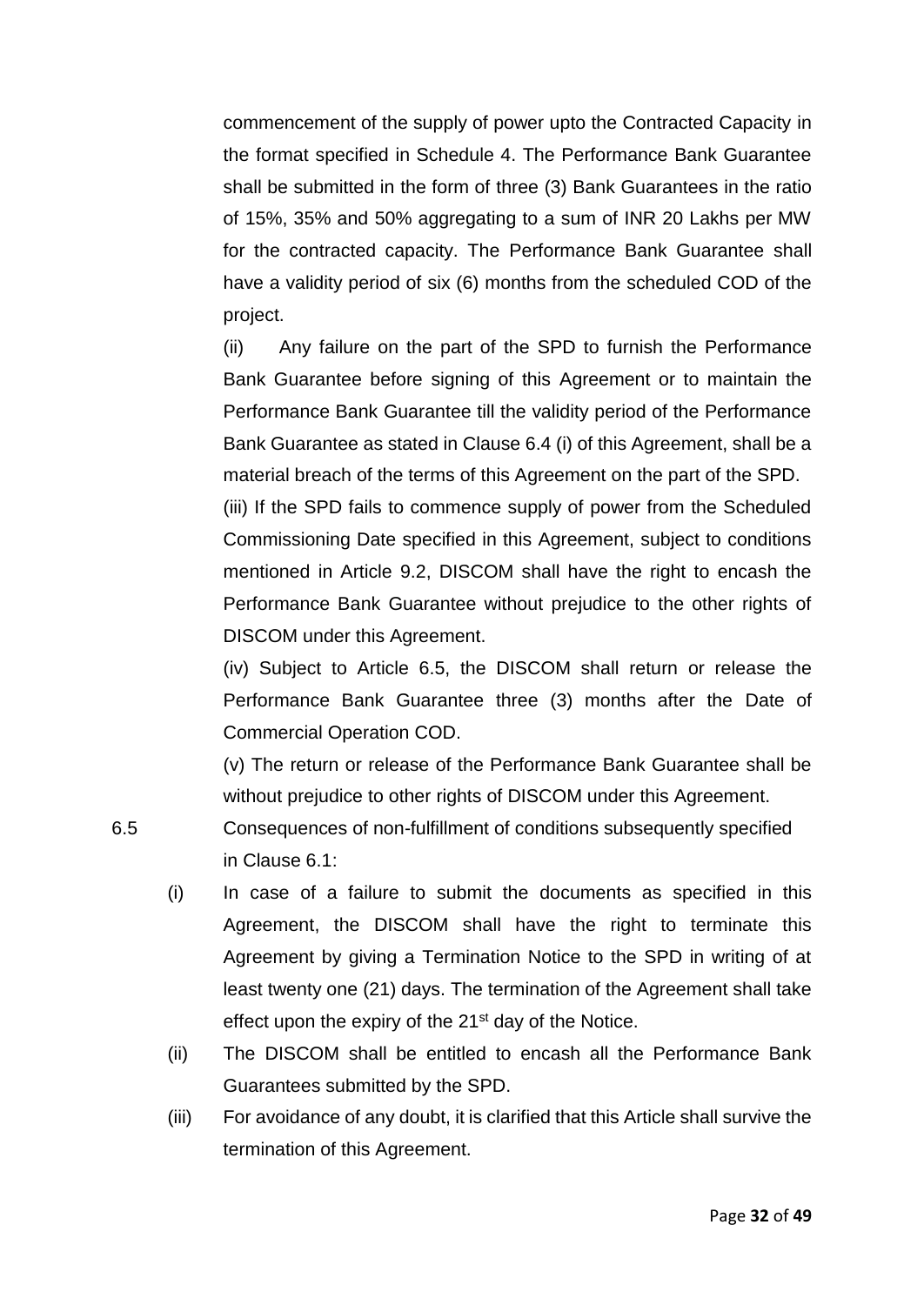commencement of the supply of power upto the Contracted Capacity in the format specified in Schedule 4. The Performance Bank Guarantee shall be submitted in the form of three (3) Bank Guarantees in the ratio of 15%, 35% and 50% aggregating to a sum of INR 20 Lakhs per MW for the contracted capacity. The Performance Bank Guarantee shall have a validity period of six (6) months from the scheduled COD of the project.

(ii) Any failure on the part of the SPD to furnish the Performance Bank Guarantee before signing of this Agreement or to maintain the Performance Bank Guarantee till the validity period of the Performance Bank Guarantee as stated in Clause 6.4 (i) of this Agreement, shall be a material breach of the terms of this Agreement on the part of the SPD.

(iii) If the SPD fails to commence supply of power from the Scheduled Commissioning Date specified in this Agreement, subject to conditions mentioned in Article 9.2, DISCOM shall have the right to encash the Performance Bank Guarantee without prejudice to the other rights of DISCOM under this Agreement.

(iv) Subject to Article 6.5, the DISCOM shall return or release the Performance Bank Guarantee three (3) months after the Date of Commercial Operation COD.

(v) The return or release of the Performance Bank Guarantee shall be without prejudice to other rights of DISCOM under this Agreement.

6.5 Consequences of non-fulfillment of conditions subsequently specified in Clause 6.1:

(i) In case of a failure to submit the documents as specified in this Agreement, the DISCOM shall have the right to terminate this Agreement by giving a Termination Notice to the SPD in writing of at least twenty one (21) days. The termination of the Agreement shall take effect upon the expiry of the 21st day of the Notice.

(ii) The DISCOM shall be entitled to encash all the Performance Bank Guarantees submitted by the SPD.

(iii) For avoidance of any doubt, it is clarified that this Article shall survive the termination of this Agreement.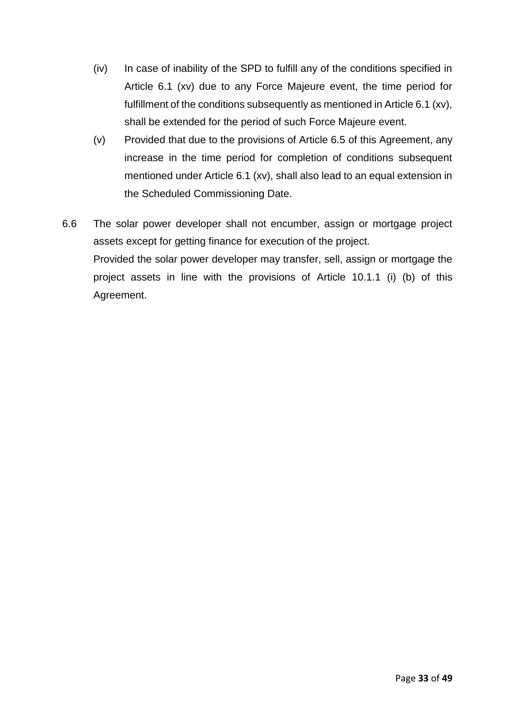(iv) In case of inability of the SPD to fulfill any of the conditions specified in Article 6.1 (xv) due to any Force Majeure event, the time period for fulfillment of the conditions subsequently as mentioned in Article 6.1 (xv), shall be extended for the period of such Force Majeure event.

(v) Provided that due to the provisions of Article 6.5 of this Agreement, any increase in the time period for completion of conditions subsequent mentioned under Article 6.1 (xv), shall also lead to an equal extension in the Scheduled Commissioning Date.

6.6 The solar power developer shall not encumber, assign or mortgage project assets except for getting finance for execution of the project.

Provided the solar power developer may transfer, sell, assign or mortgage the project assets in line with the provisions of Article 10.1.1 (i) (b) of this Agreement.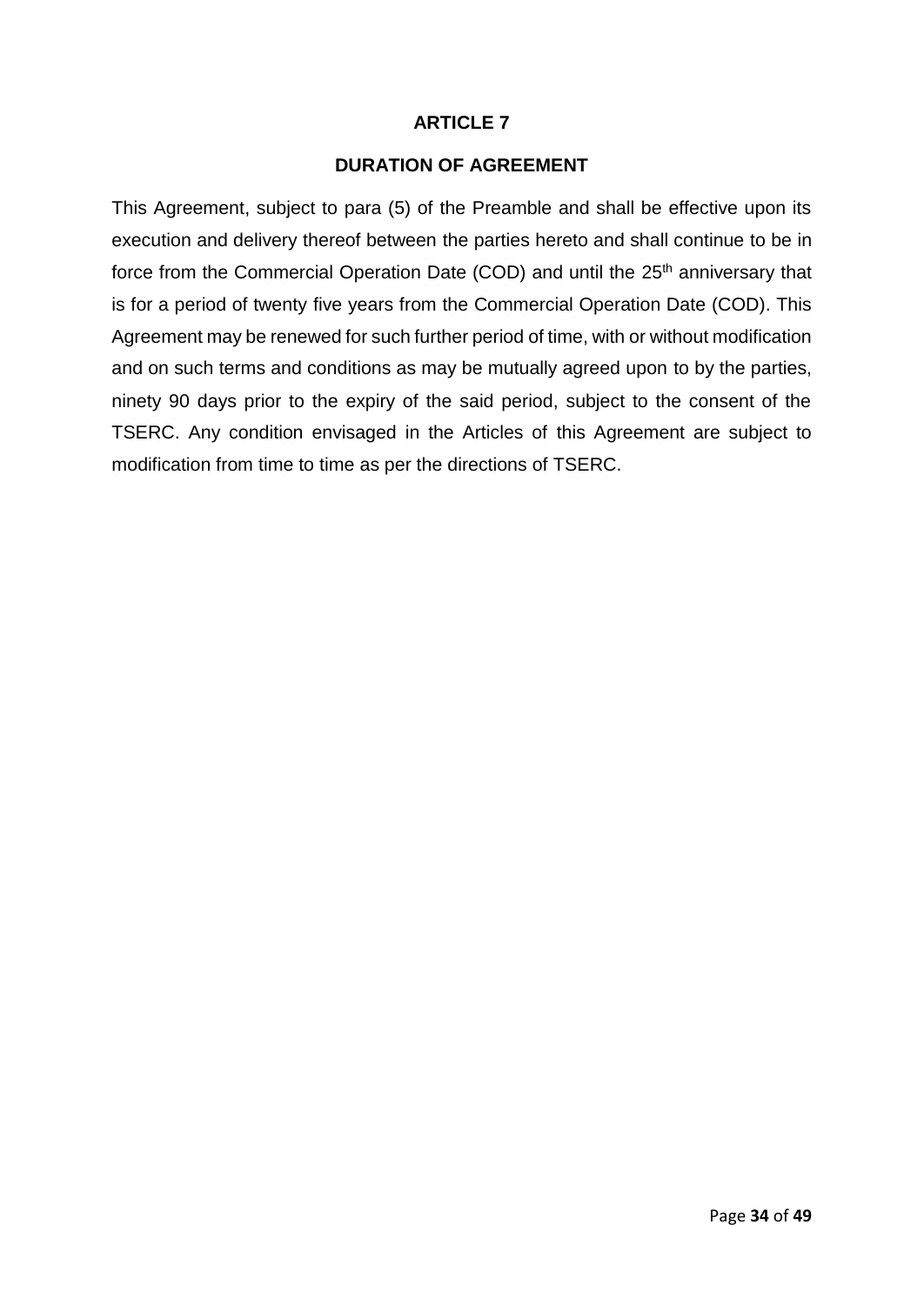## ARTICLE 7

## DURATION OF AGREEMENT

This Agreement, subject to para (5) of the Preamble and shall be effective upon its execution and delivery thereof between the parties hereto and shall continue to be in force from the Commercial Operation Date (COD) and until the 25th anniversary that is for a period of twenty five years from the Commercial Operation Date (COD). This Agreement may be renewed for such further period of time, with or without modification and on such terms and conditions as may be mutually agreed upon to by the parties, ninety 90 days prior to the expiry of the said period, subject to the consent of the TSERC. Any condition envisaged in the Articles of this Agreement are subject to modification from time to time as per the directions of TSERC.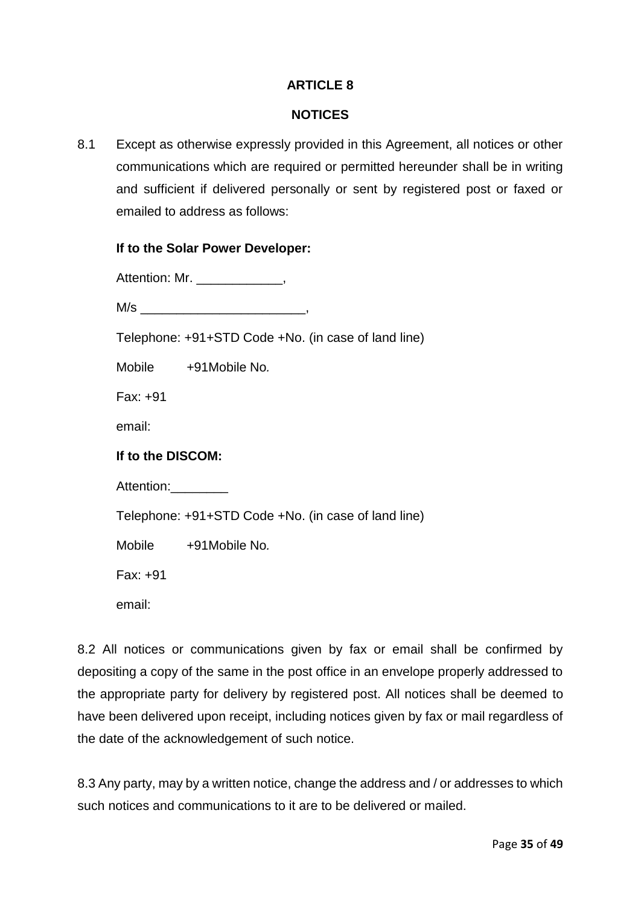# ARTICLE 8

## NOTICES

8.1 Except as otherwise expressly provided in this Agreement, all notices or other communications which are required or permitted hereunder shall be in writing and sufficient if delivered personally or sent by registered post or faxed or emailed to address as follows:

**If to the Solar Power Developer:**

Attention: Mr. ____________,

M/s _______________________,

Telephone: +91+STD Code +No. (in case of land line)

Mobile +91Mobile No.

Fax: +91

email:

**If to the DISCOM:**

Attention:________

Telephone: +91+STD Code +No. (in case of land line)

Mobile +91Mobile No.

Fax: +91

email:

8.2 All notices or communications given by fax or email shall be confirmed by depositing a copy of the same in the post office in an envelope properly addressed to the appropriate party for delivery by registered post. All notices shall be deemed to have been delivered upon receipt, including notices given by fax or mail regardless of the date of the acknowledgement of such notice.

8.3 Any party, may by a written notice, change the address and / or addresses to which such notices and communications to it are to be delivered or mailed.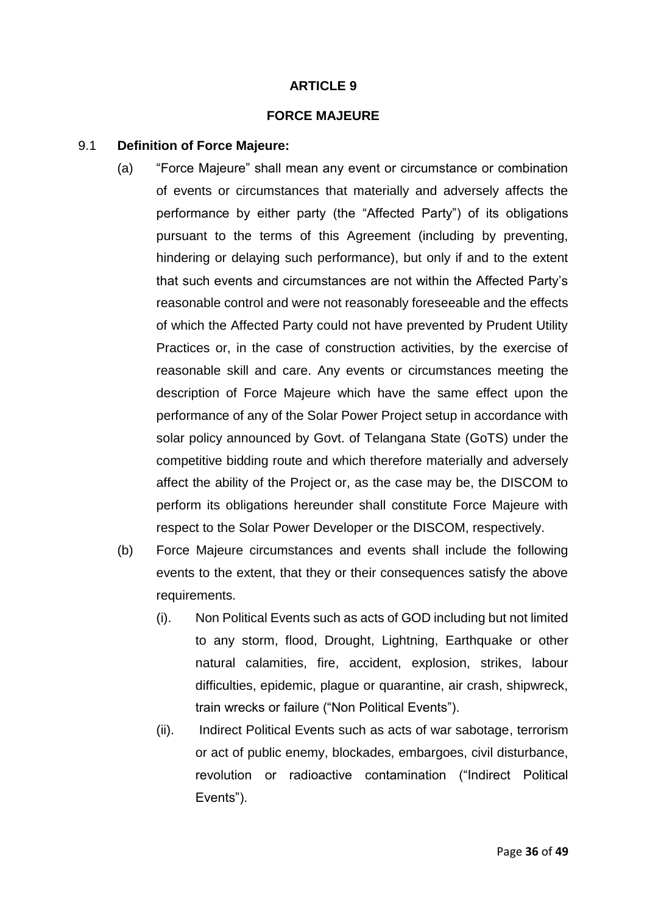## ARTICLE 9

## FORCE MAJEURE

9.1 **Definition of Force Majeure:**

(a) "Force Majeure" shall mean any event or circumstance or combination of events or circumstances that materially and adversely affects the performance by either party (the "Affected Party") of its obligations pursuant to the terms of this Agreement (including by preventing, hindering or delaying such performance), but only if and to the extent that such events and circumstances are not within the Affected Party's reasonable control and were not reasonably foreseeable and the effects of which the Affected Party could not have prevented by Prudent Utility Practices or, in the case of construction activities, by the exercise of reasonable skill and care. Any events or circumstances meeting the description of Force Majeure which have the same effect upon the performance of any of the Solar Power Project setup in accordance with solar policy announced by Govt. of Telangana State (GoTS) under the competitive bidding route and which therefore materially and adversely affect the ability of the Project or, as the case may be, the DISCOM to perform its obligations hereunder shall constitute Force Majeure with respect to the Solar Power Developer or the DISCOM, respectively.

(b) Force Majeure circumstances and events shall include the following events to the extent, that they or their consequences satisfy the above requirements.

(i). Non Political Events such as acts of GOD including but not limited to any storm, flood, Drought, Lightning, Earthquake or other natural calamities, fire, accident, explosion, strikes, labour difficulties, epidemic, plague or quarantine, air crash, shipwreck, train wrecks or failure ("Non Political Events").

(ii). Indirect Political Events such as acts of war sabotage, terrorism or act of public enemy, blockades, embargoes, civil disturbance, revolution or radioactive contamination ("Indirect Political Events").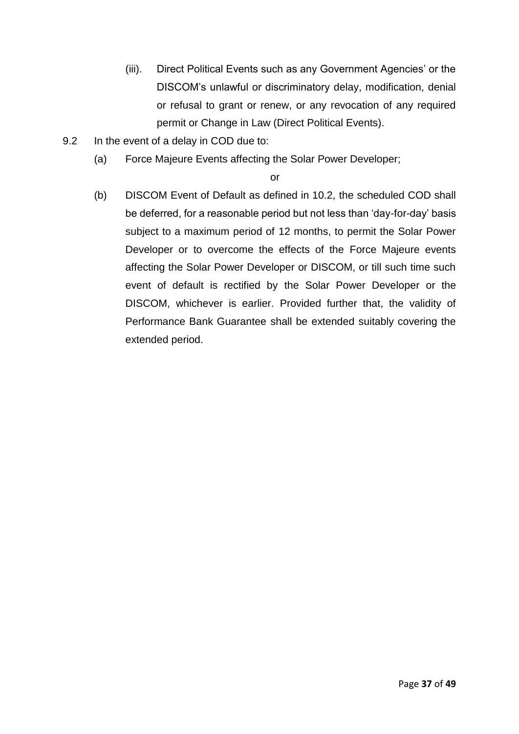(iii). Direct Political Events such as any Government Agencies' or the DISCOM's unlawful or discriminatory delay, modification, denial or refusal to grant or renew, or any revocation of any required permit or Change in Law (Direct Political Events).

9.2 In the event of a delay in COD due to:

(a) Force Majeure Events affecting the Solar Power Developer;

or

(b) DISCOM Event of Default as defined in 10.2, the scheduled COD shall be deferred, for a reasonable period but not less than 'day-for-day' basis subject to a maximum period of 12 months, to permit the Solar Power Developer or to overcome the effects of the Force Majeure events affecting the Solar Power Developer or DISCOM, or till such time such event of default is rectified by the Solar Power Developer or the DISCOM, whichever is earlier. Provided further that, the validity of Performance Bank Guarantee shall be extended suitably covering the extended period.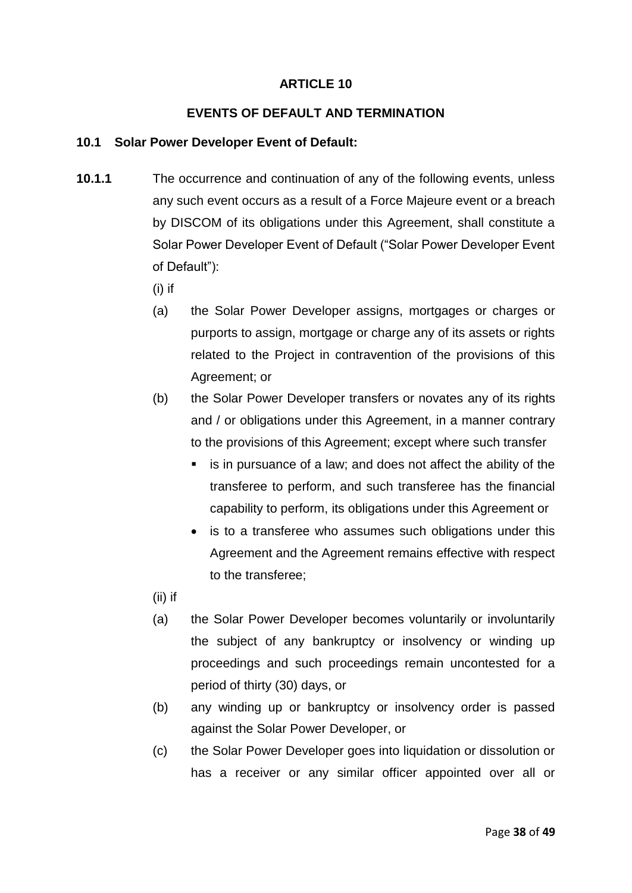# ARTICLE 10

## EVENTS OF DEFAULT AND TERMINATION

### 10.1 Solar Power Developer Event of Default:

**10.1.1** The occurrence and continuation of any of the following events, unless any such event occurs as a result of a Force Majeure event or a breach by DISCOM of its obligations under this Agreement, shall constitute a Solar Power Developer Event of Default ("Solar Power Developer Event of Default"):

(i) if

(a) the Solar Power Developer assigns, mortgages or charges or purports to assign, mortgage or charge any of its assets or rights related to the Project in contravention of the provisions of this Agreement; or

(b) the Solar Power Developer transfers or novates any of its rights and / or obligations under this Agreement, in a manner contrary to the provisions of this Agreement; except where such transfer

- is in pursuance of a law; and does not affect the ability of the transferee to perform, and such transferee has the financial capability to perform, its obligations under this Agreement or
- is to a transferee who assumes such obligations under this Agreement and the Agreement remains effective with respect to the transferee;

(ii) if

(a) the Solar Power Developer becomes voluntarily or involuntarily the subject of any bankruptcy or insolvency or winding up proceedings and such proceedings remain uncontested for a period of thirty (30) days, or

(b) any winding up or bankruptcy or insolvency order is passed against the Solar Power Developer, or

(c) the Solar Power Developer goes into liquidation or dissolution or has a receiver or any similar officer appointed over all or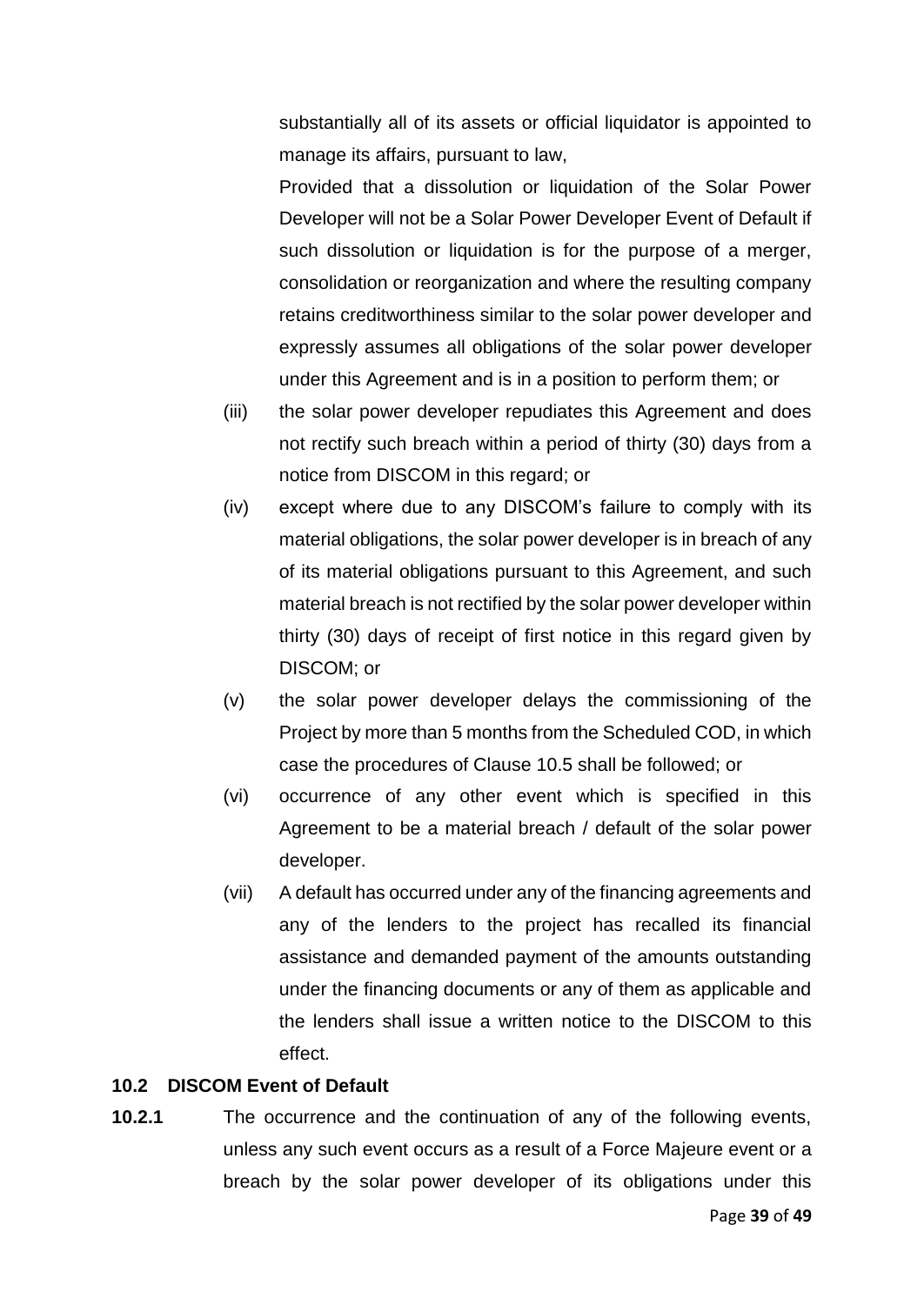substantially all of its assets or official liquidator is appointed to manage its affairs, pursuant to law,

Provided that a dissolution or liquidation of the Solar Power Developer will not be a Solar Power Developer Event of Default if such dissolution or liquidation is for the purpose of a merger, consolidation or reorganization and where the resulting company retains creditworthiness similar to the solar power developer and expressly assumes all obligations of the solar power developer under this Agreement and is in a position to perform them; or

(iii) the solar power developer repudiates this Agreement and does not rectify such breach within a period of thirty (30) days from a notice from DISCOM in this regard; or

(iv) except where due to any DISCOM's failure to comply with its material obligations, the solar power developer is in breach of any of its material obligations pursuant to this Agreement, and such material breach is not rectified by the solar power developer within thirty (30) days of receipt of first notice in this regard given by DISCOM; or

(v) the solar power developer delays the commissioning of the Project by more than 5 months from the Scheduled COD, in which case the procedures of Clause 10.5 shall be followed; or

(vi) occurrence of any other event which is specified in this Agreement to be a material breach / default of the solar power developer.

(vii) A default has occurred under any of the financing agreements and any of the lenders to the project has recalled its financial assistance and demanded payment of the amounts outstanding under the financing documents or any of them as applicable and the lenders shall issue a written notice to the DISCOM to this effect.

### 10.2 DISCOM Event of Default

**10.2.1** The occurrence and the continuation of any of the following events, unless any such event occurs as a result of a Force Majeure event or a breach by the solar power developer of its obligations under this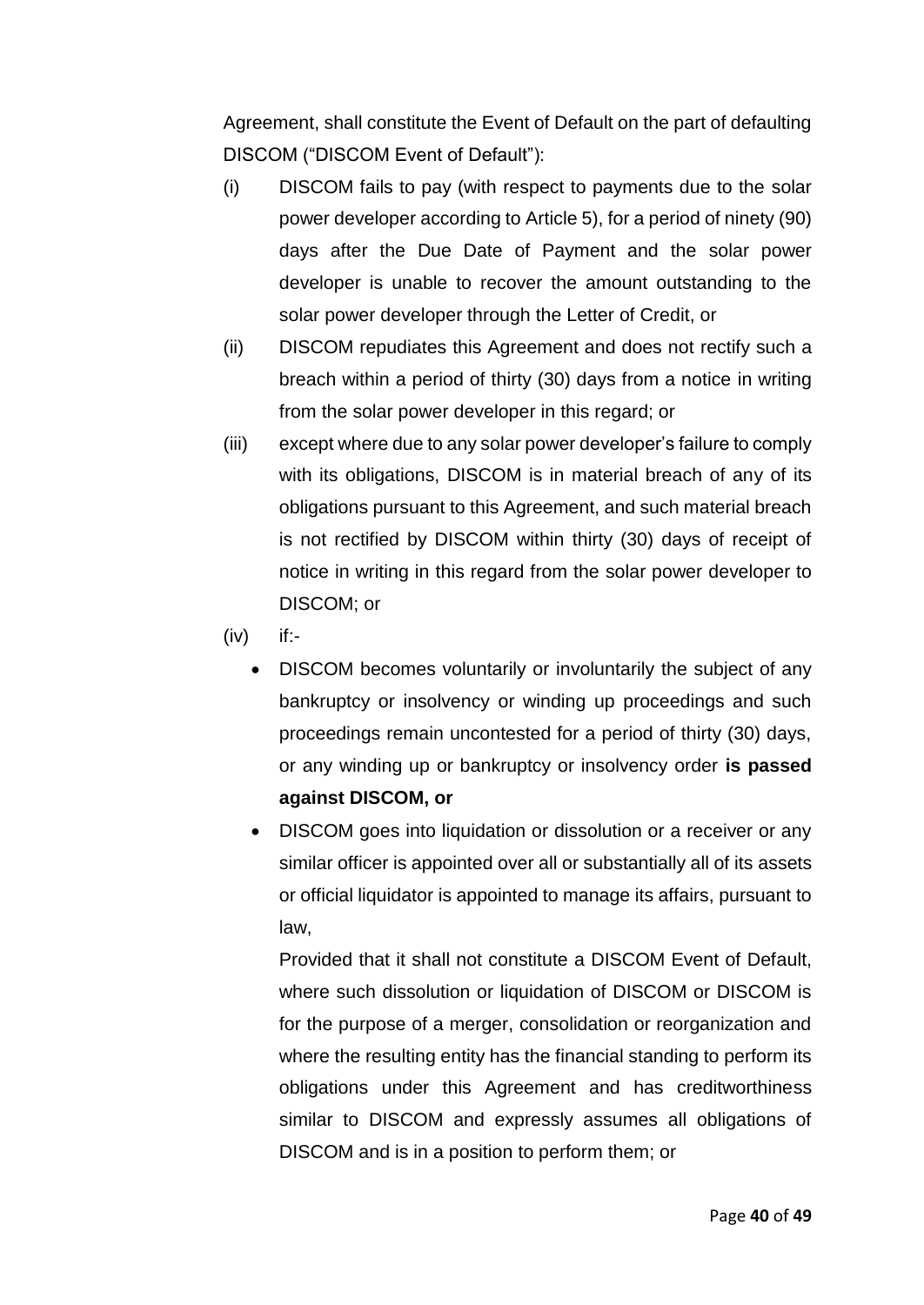Agreement, shall constitute the Event of Default on the part of defaulting DISCOM ("DISCOM Event of Default"):

(i) DISCOM fails to pay (with respect to payments due to the solar power developer according to Article 5), for a period of ninety (90) days after the Due Date of Payment and the solar power developer is unable to recover the amount outstanding to the solar power developer through the Letter of Credit, or

(ii) DISCOM repudiates this Agreement and does not rectify such a breach within a period of thirty (30) days from a notice in writing from the solar power developer in this regard; or

(iii) except where due to any solar power developer's failure to comply with its obligations, DISCOM is in material breach of any of its obligations pursuant to this Agreement, and such material breach is not rectified by DISCOM within thirty (30) days of receipt of notice in writing in this regard from the solar power developer to DISCOM; or

(iv) if:-

- DISCOM becomes voluntarily or involuntarily the subject of any bankruptcy or insolvency or winding up proceedings and such proceedings remain uncontested for a period of thirty (30) days, or any winding up or bankruptcy or insolvency order **is passed against DISCOM, or**
- DISCOM goes into liquidation or dissolution or a receiver or any similar officer is appointed over all or substantially all of its assets or official liquidator is appointed to manage its affairs, pursuant to law,

  Provided that it shall not constitute a DISCOM Event of Default, where such dissolution or liquidation of DISCOM or DISCOM is for the purpose of a merger, consolidation or reorganization and where the resulting entity has the financial standing to perform its obligations under this Agreement and has creditworthiness similar to DISCOM and expressly assumes all obligations of DISCOM and is in a position to perform them; or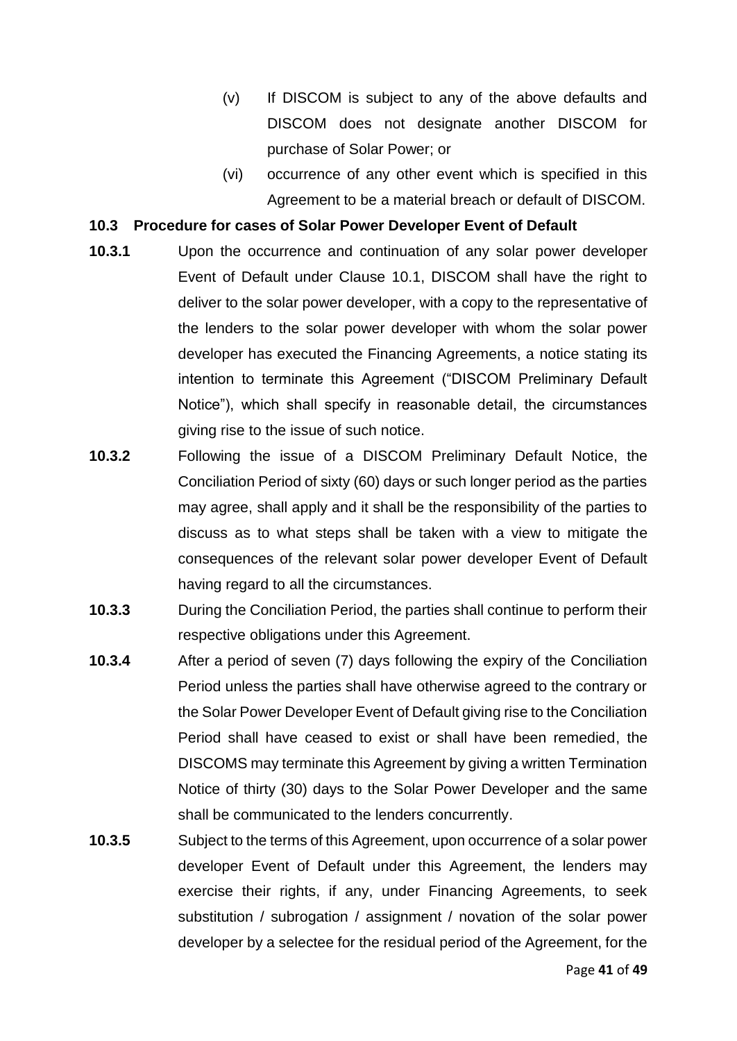(v) If DISCOM is subject to any of the above defaults and DISCOM does not designate another DISCOM for purchase of Solar Power; or

(vi) occurrence of any other event which is specified in this Agreement to be a material breach or default of DISCOM.

**10.3 Procedure for cases of Solar Power Developer Event of Default**

**10.3.1** Upon the occurrence and continuation of any solar power developer Event of Default under Clause 10.1, DISCOM shall have the right to deliver to the solar power developer, with a copy to the representative of the lenders to the solar power developer with whom the solar power developer has executed the Financing Agreements, a notice stating its intention to terminate this Agreement ("DISCOM Preliminary Default Notice"), which shall specify in reasonable detail, the circumstances giving rise to the issue of such notice.

**10.3.2** Following the issue of a DISCOM Preliminary Default Notice, the Conciliation Period of sixty (60) days or such longer period as the parties may agree, shall apply and it shall be the responsibility of the parties to discuss as to what steps shall be taken with a view to mitigate the consequences of the relevant solar power developer Event of Default having regard to all the circumstances.

**10.3.3** During the Conciliation Period, the parties shall continue to perform their respective obligations under this Agreement.

**10.3.4** After a period of seven (7) days following the expiry of the Conciliation Period unless the parties shall have otherwise agreed to the contrary or the Solar Power Developer Event of Default giving rise to the Conciliation Period shall have ceased to exist or shall have been remedied, the DISCOMS may terminate this Agreement by giving a written Termination Notice of thirty (30) days to the Solar Power Developer and the same shall be communicated to the lenders concurrently.

**10.3.5** Subject to the terms of this Agreement, upon occurrence of a solar power developer Event of Default under this Agreement, the lenders may exercise their rights, if any, under Financing Agreements, to seek substitution / subrogation / assignment / novation of the solar power developer by a selectee for the residual period of the Agreement, for the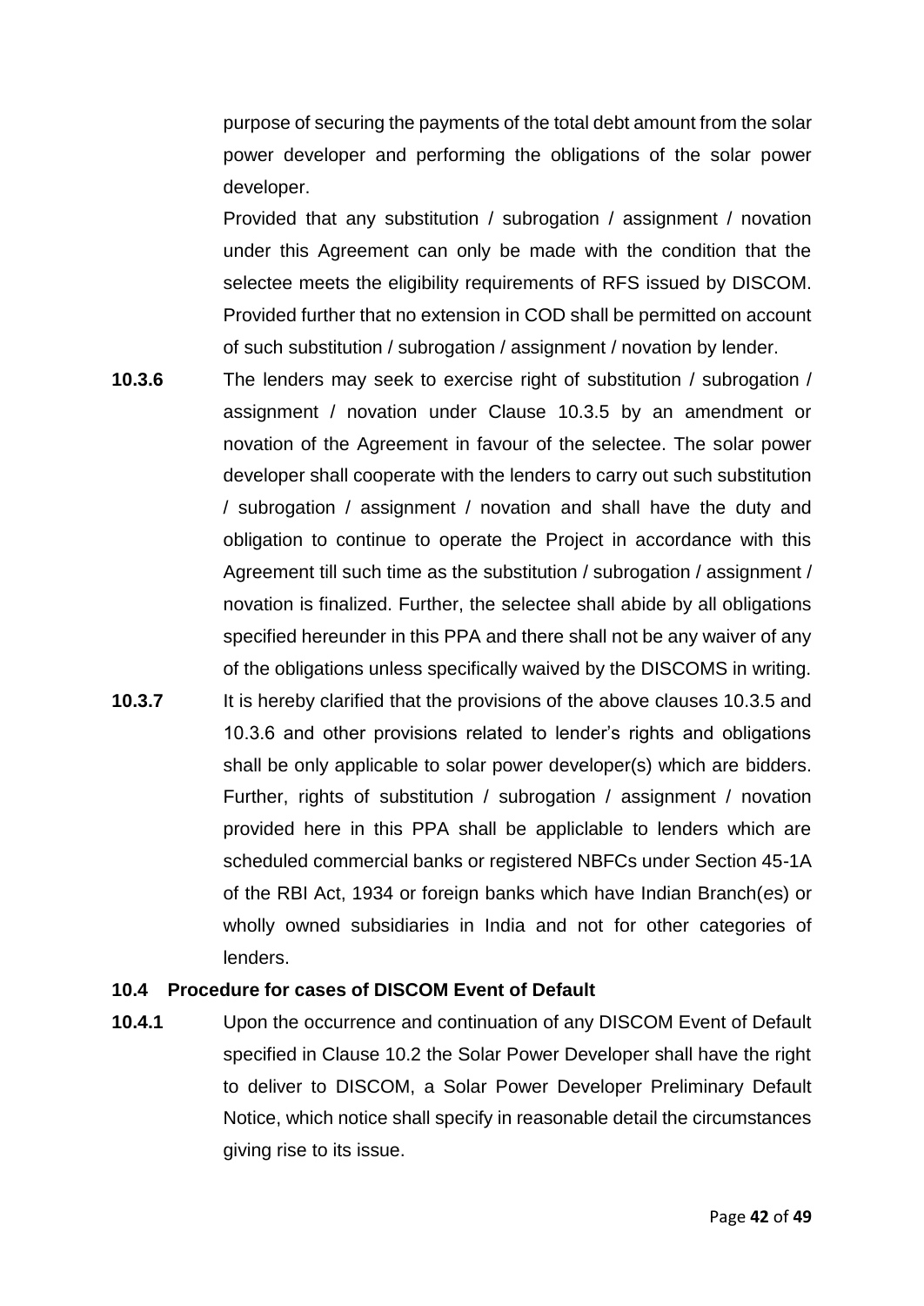purpose of securing the payments of the total debt amount from the solar power developer and performing the obligations of the solar power developer.

Provided that any substitution / subrogation / assignment / novation under this Agreement can only be made with the condition that the selectee meets the eligibility requirements of RFS issued by DISCOM. Provided further that no extension in COD shall be permitted on account of such substitution / subrogation / assignment / novation by lender.

**10.3.6** The lenders may seek to exercise right of substitution / subrogation / assignment / novation under Clause 10.3.5 by an amendment or novation of the Agreement in favour of the selectee. The solar power developer shall cooperate with the lenders to carry out such substitution / subrogation / assignment / novation and shall have the duty and obligation to continue to operate the Project in accordance with this Agreement till such time as the substitution / subrogation / assignment / novation is finalized. Further, the selectee shall abide by all obligations specified hereunder in this PPA and there shall not be any waiver of any of the obligations unless specifically waived by the DISCOMS in writing.

**10.3.7** It is hereby clarified that the provisions of the above clauses 10.3.5 and 10.3.6 and other provisions related to lender's rights and obligations shall be only applicable to solar power developer(s) which are bidders. Further, rights of substitution / subrogation / assignment / novation provided here in this PPA shall be appliclable to lenders which are scheduled commercial banks or registered NBFCs under Section 45-1A of the RBI Act, 1934 or foreign banks which have Indian Branch(*e*s) or wholly owned subsidiaries in India and not for other categories of lenders.

**10.4 Procedure for cases of DISCOM Event of Default**

**10.4.1** Upon the occurrence and continuation of any DISCOM Event of Default specified in Clause 10.2 the Solar Power Developer shall have the right to deliver to DISCOM, a Solar Power Developer Preliminary Default Notice, which notice shall specify in reasonable detail the circumstances giving rise to its issue.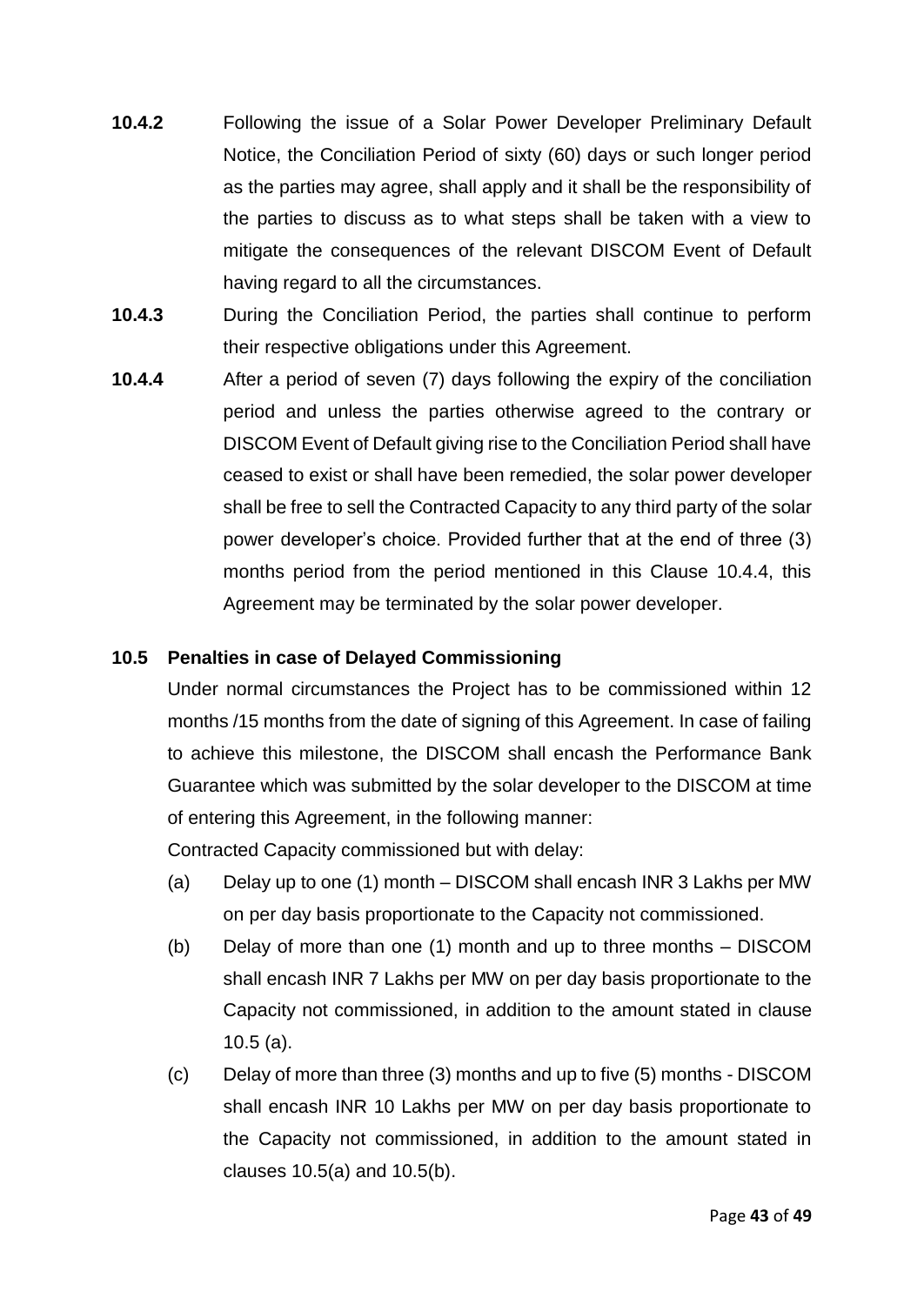**10.4.2** Following the issue of a Solar Power Developer Preliminary Default Notice, the Conciliation Period of sixty (60) days or such longer period as the parties may agree, shall apply and it shall be the responsibility of the parties to discuss as to what steps shall be taken with a view to mitigate the consequences of the relevant DISCOM Event of Default having regard to all the circumstances.

**10.4.3** During the Conciliation Period, the parties shall continue to perform their respective obligations under this Agreement.

**10.4.4** After a period of seven (7) days following the expiry of the conciliation period and unless the parties otherwise agreed to the contrary or DISCOM Event of Default giving rise to the Conciliation Period shall have ceased to exist or shall have been remedied, the solar power developer shall be free to sell the Contracted Capacity to any third party of the solar power developer's choice. Provided further that at the end of three (3) months period from the period mentioned in this Clause 10.4.4, this Agreement may be terminated by the solar power developer.

### 10.5 Penalties in case of Delayed Commissioning

Under normal circumstances the Project has to be commissioned within 12 months /15 months from the date of signing of this Agreement. In case of failing to achieve this milestone, the DISCOM shall encash the Performance Bank Guarantee which was submitted by the solar developer to the DISCOM at time of entering this Agreement, in the following manner:

Contracted Capacity commissioned but with delay:

(a) Delay up to one (1) month – DISCOM shall encash INR 3 Lakhs per MW on per day basis proportionate to the Capacity not commissioned.

(b) Delay of more than one (1) month and up to three months – DISCOM shall encash INR 7 Lakhs per MW on per day basis proportionate to the Capacity not commissioned, in addition to the amount stated in clause 10.5 (a).

(c) Delay of more than three (3) months and up to five (5) months - DISCOM shall encash INR 10 Lakhs per MW on per day basis proportionate to the Capacity not commissioned, in addition to the amount stated in clauses 10.5(a) and 10.5(b).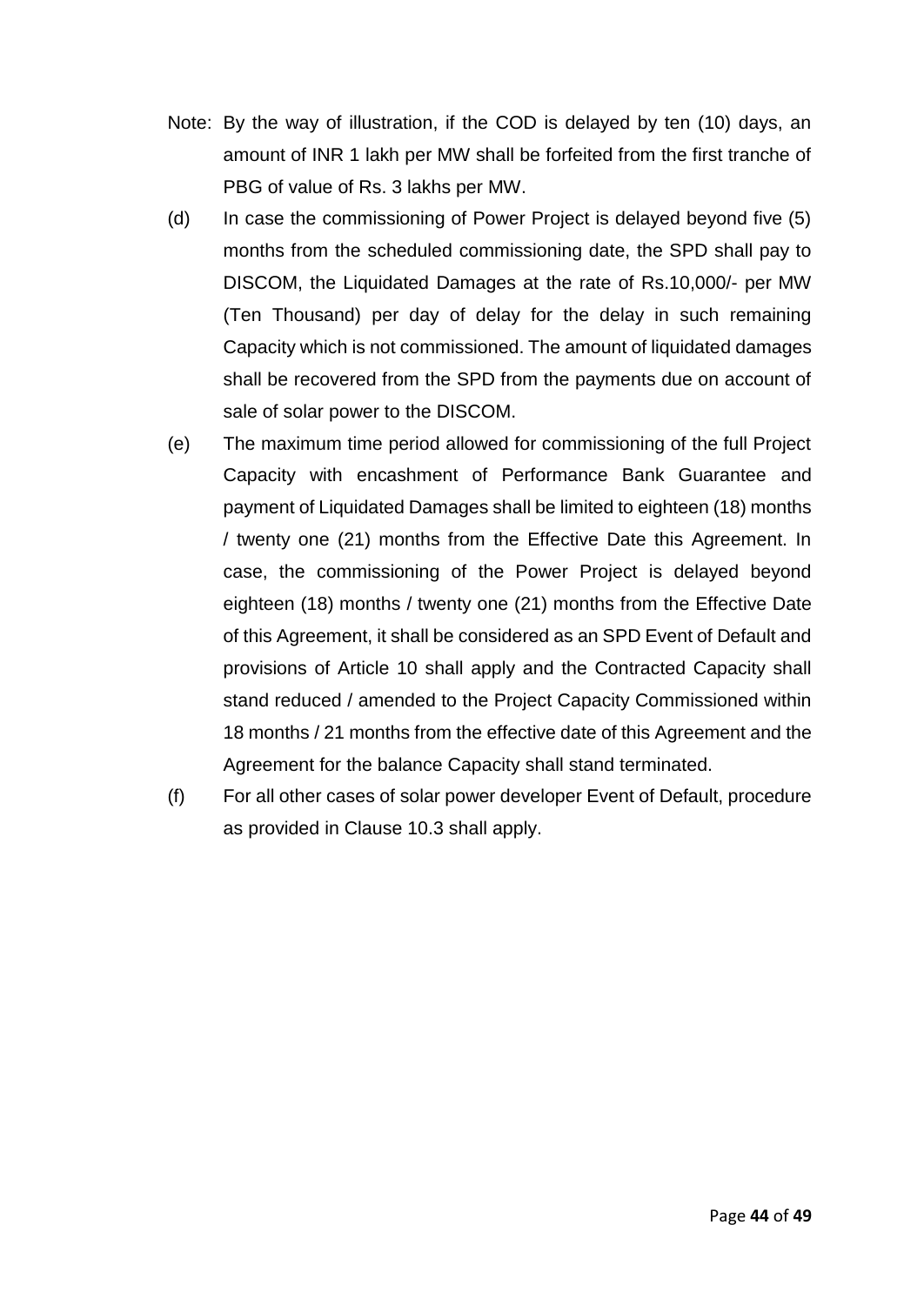Note: By the way of illustration, if the COD is delayed by ten (10) days, an amount of INR 1 lakh per MW shall be forfeited from the first tranche of PBG of value of Rs. 3 lakhs per MW.

(d) In case the commissioning of Power Project is delayed beyond five (5) months from the scheduled commissioning date, the SPD shall pay to DISCOM, the Liquidated Damages at the rate of Rs.10,000/- per MW (Ten Thousand) per day of delay for the delay in such remaining Capacity which is not commissioned. The amount of liquidated damages shall be recovered from the SPD from the payments due on account of sale of solar power to the DISCOM.

(e) The maximum time period allowed for commissioning of the full Project Capacity with encashment of Performance Bank Guarantee and payment of Liquidated Damages shall be limited to eighteen (18) months / twenty one (21) months from the Effective Date this Agreement. In case, the commissioning of the Power Project is delayed beyond eighteen (18) months / twenty one (21) months from the Effective Date of this Agreement, it shall be considered as an SPD Event of Default and provisions of Article 10 shall apply and the Contracted Capacity shall stand reduced / amended to the Project Capacity Commissioned within 18 months / 21 months from the effective date of this Agreement and the Agreement for the balance Capacity shall stand terminated.

(f) For all other cases of solar power developer Event of Default, procedure as provided in Clause 10.3 shall apply.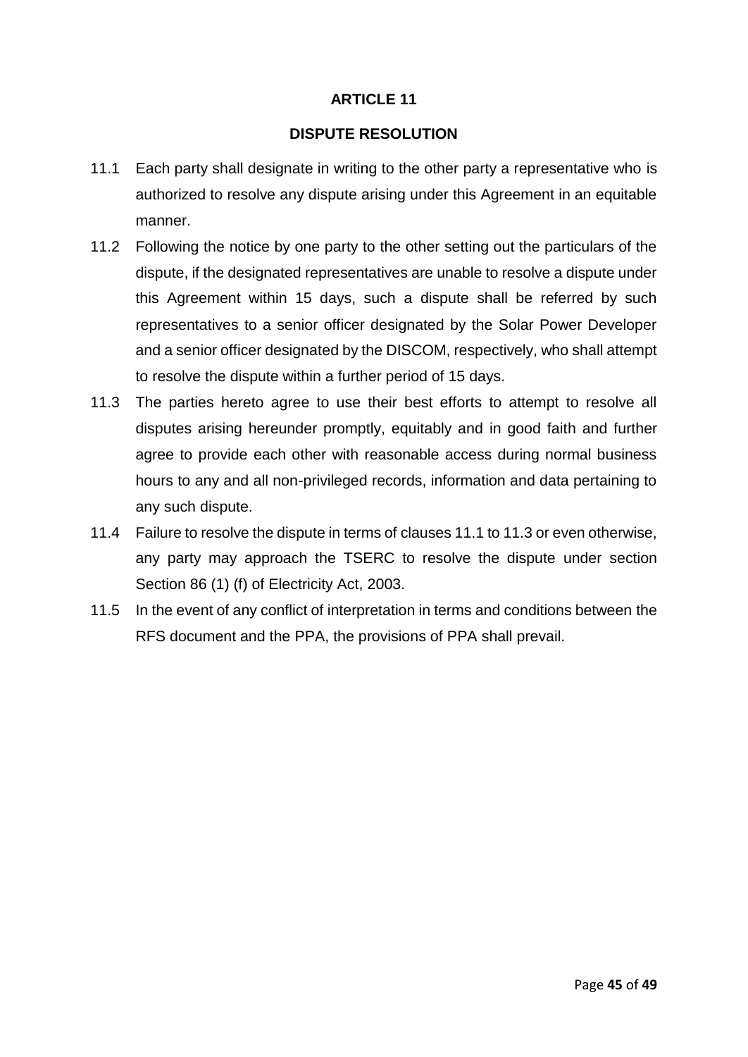## ARTICLE 11

## DISPUTE RESOLUTION

11.1 Each party shall designate in writing to the other party a representative who is authorized to resolve any dispute arising under this Agreement in an equitable manner.

11.2 Following the notice by one party to the other setting out the particulars of the dispute, if the designated representatives are unable to resolve a dispute under this Agreement within 15 days, such a dispute shall be referred by such representatives to a senior officer designated by the Solar Power Developer and a senior officer designated by the DISCOM, respectively, who shall attempt to resolve the dispute within a further period of 15 days.

11.3 The parties hereto agree to use their best efforts to attempt to resolve all disputes arising hereunder promptly, equitably and in good faith and further agree to provide each other with reasonable access during normal business hours to any and all non-privileged records, information and data pertaining to any such dispute.

11.4 Failure to resolve the dispute in terms of clauses 11.1 to 11.3 or even otherwise, any party may approach the TSERC to resolve the dispute under section Section 86 (1) (f) of Electricity Act, 2003.

11.5 In the event of any conflict of interpretation in terms and conditions between the RFS document and the PPA, the provisions of PPA shall prevail.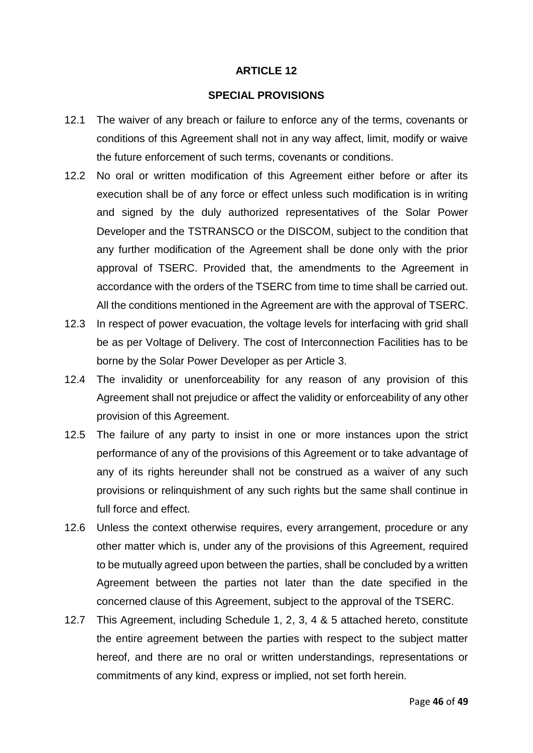## ARTICLE 12

## SPECIAL PROVISIONS

12.1 The waiver of any breach or failure to enforce any of the terms, covenants or conditions of this Agreement shall not in any way affect, limit, modify or waive the future enforcement of such terms, covenants or conditions.

12.2 No oral or written modification of this Agreement either before or after its execution shall be of any force or effect unless such modification is in writing and signed by the duly authorized representatives of the Solar Power Developer and the TSTRANSCO or the DISCOM, subject to the condition that any further modification of the Agreement shall be done only with the prior approval of TSERC. Provided that, the amendments to the Agreement in accordance with the orders of the TSERC from time to time shall be carried out. All the conditions mentioned in the Agreement are with the approval of TSERC.

12.3 In respect of power evacuation, the voltage levels for interfacing with grid shall be as per Voltage of Delivery. The cost of Interconnection Facilities has to be borne by the Solar Power Developer as per Article 3.

12.4 The invalidity or unenforceability for any reason of any provision of this Agreement shall not prejudice or affect the validity or enforceability of any other provision of this Agreement.

12.5 The failure of any party to insist in one or more instances upon the strict performance of any of the provisions of this Agreement or to take advantage of any of its rights hereunder shall not be construed as a waiver of any such provisions or relinquishment of any such rights but the same shall continue in full force and effect.

12.6 Unless the context otherwise requires, every arrangement, procedure or any other matter which is, under any of the provisions of this Agreement, required to be mutually agreed upon between the parties, shall be concluded by a written Agreement between the parties not later than the date specified in the concerned clause of this Agreement, subject to the approval of the TSERC.

12.7 This Agreement, including Schedule 1, 2, 3, 4 & 5 attached hereto, constitute the entire agreement between the parties with respect to the subject matter hereof, and there are no oral or written understandings, representations or commitments of any kind, express or implied, not set forth herein.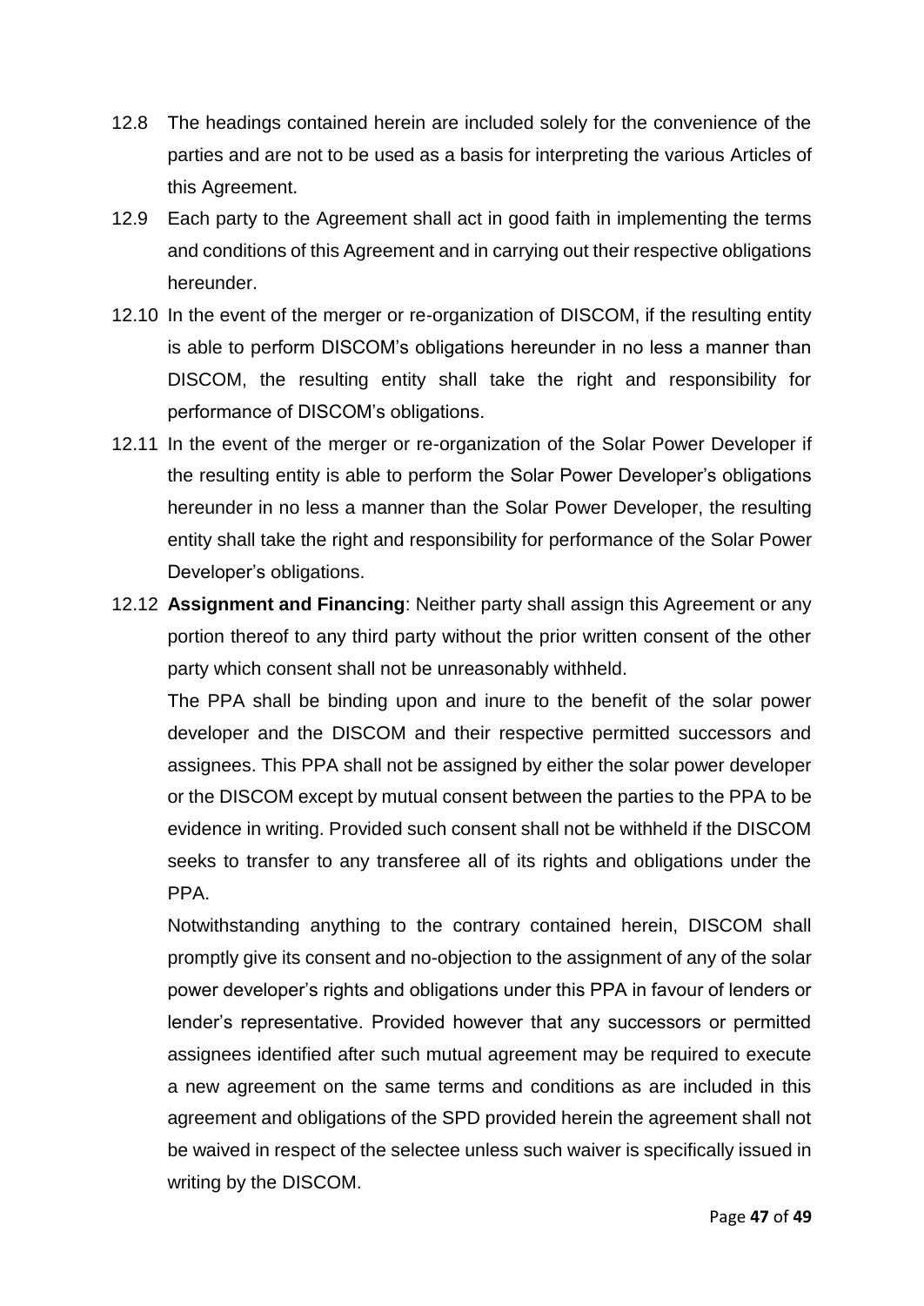12.8 The headings contained herein are included solely for the convenience of the parties and are not to be used as a basis for interpreting the various Articles of this Agreement.

12.9 Each party to the Agreement shall act in good faith in implementing the terms and conditions of this Agreement and in carrying out their respective obligations hereunder.

12.10 In the event of the merger or re-organization of DISCOM, if the resulting entity is able to perform DISCOM's obligations hereunder in no less a manner than DISCOM, the resulting entity shall take the right and responsibility for performance of DISCOM's obligations.

12.11 In the event of the merger or re-organization of the Solar Power Developer if the resulting entity is able to perform the Solar Power Developer's obligations hereunder in no less a manner than the Solar Power Developer, the resulting entity shall take the right and responsibility for performance of the Solar Power Developer's obligations.

12.12 **Assignment and Financing**: Neither party shall assign this Agreement or any portion thereof to any third party without the prior written consent of the other party which consent shall not be unreasonably withheld.

The PPA shall be binding upon and inure to the benefit of the solar power developer and the DISCOM and their respective permitted successors and assignees. This PPA shall not be assigned by either the solar power developer or the DISCOM except by mutual consent between the parties to the PPA to be evidence in writing. Provided such consent shall not be withheld if the DISCOM seeks to transfer to any transferee all of its rights and obligations under the PPA.

Notwithstanding anything to the contrary contained herein, DISCOM shall promptly give its consent and no-objection to the assignment of any of the solar power developer's rights and obligations under this PPA in favour of lenders or lender's representative. Provided however that any successors or permitted assignees identified after such mutual agreement may be required to execute a new agreement on the same terms and conditions as are included in this agreement and obligations of the SPD provided herein the agreement shall not be waived in respect of the selectee unless such waiver is specifically issued in writing by the DISCOM.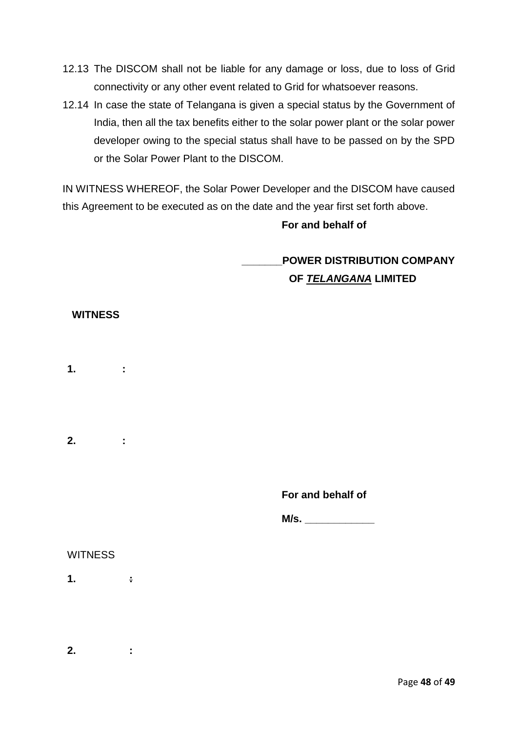12.13 The DISCOM shall not be liable for any damage or loss, due to loss of Grid connectivity or any other event related to Grid for whatsoever reasons.

12.14 In case the state of Telangana is given a special status by the Government of India, then all the tax benefits either to the solar power plant or the solar power developer owing to the special status shall have to be passed on by the SPD or the Solar Power Plant to the DISCOM.

IN WITNESS WHEREOF, the Solar Power Developer and the DISCOM have caused this Agreement to be executed as on the date and the year first set forth above.

**For and behalf of**

**_______POWER DISTRIBUTION COMPANY OF *TELANGANA* LIMITED**

**WITNESS**

**1. :**

**2. :**

**For and behalf of**

**M/s. ____________**

WITNESS

**1. :**

**2. :**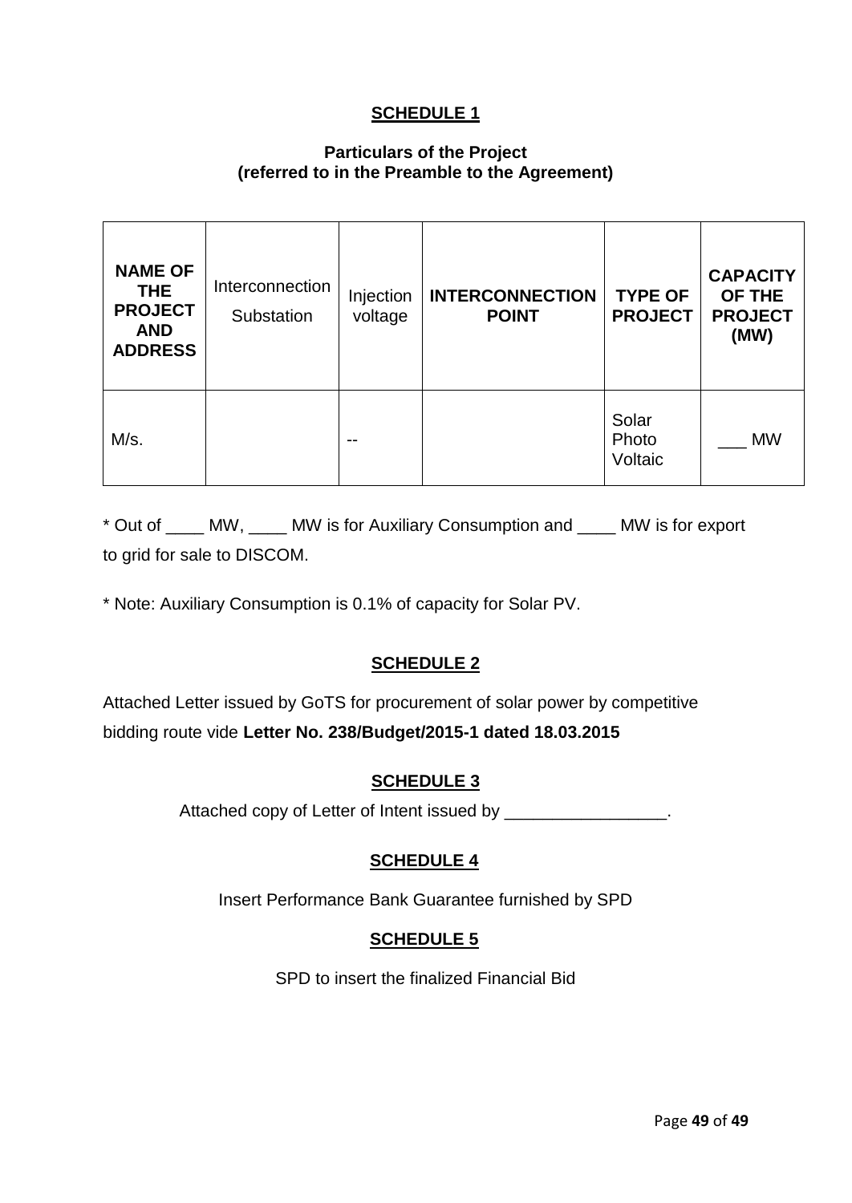## SCHEDULE 1

**Particulars of the Project**
**(referred to in the Preamble to the Agreement)**

| **NAME OF THE PROJECT AND ADDRESS** | Interconnection Substation | Injection voltage | **INTERCONNECTION POINT** | **TYPE OF PROJECT** | **CAPACITY OF THE PROJECT (MW)** |
|---|---|---|---|---|---|
| M/s. | | -- | | Solar Photo Voltaic | ___ MW |

* Out of ____ MW, ____ MW is for Auxiliary Consumption and ____ MW is for export to grid for sale to DISCOM.

* Note: Auxiliary Consumption is 0.1% of capacity for Solar PV.

## SCHEDULE 2

Attached Letter issued by GoTS for procurement of solar power by competitive bidding route vide **Letter No. 238/Budget/2015-1 dated 18.03.2015**

## SCHEDULE 3

Attached copy of Letter of Intent issued by _________________.

## SCHEDULE 4

Insert Performance Bank Guarantee furnished by SPD

## SCHEDULE 5

SPD to insert the finalized Financial Bid